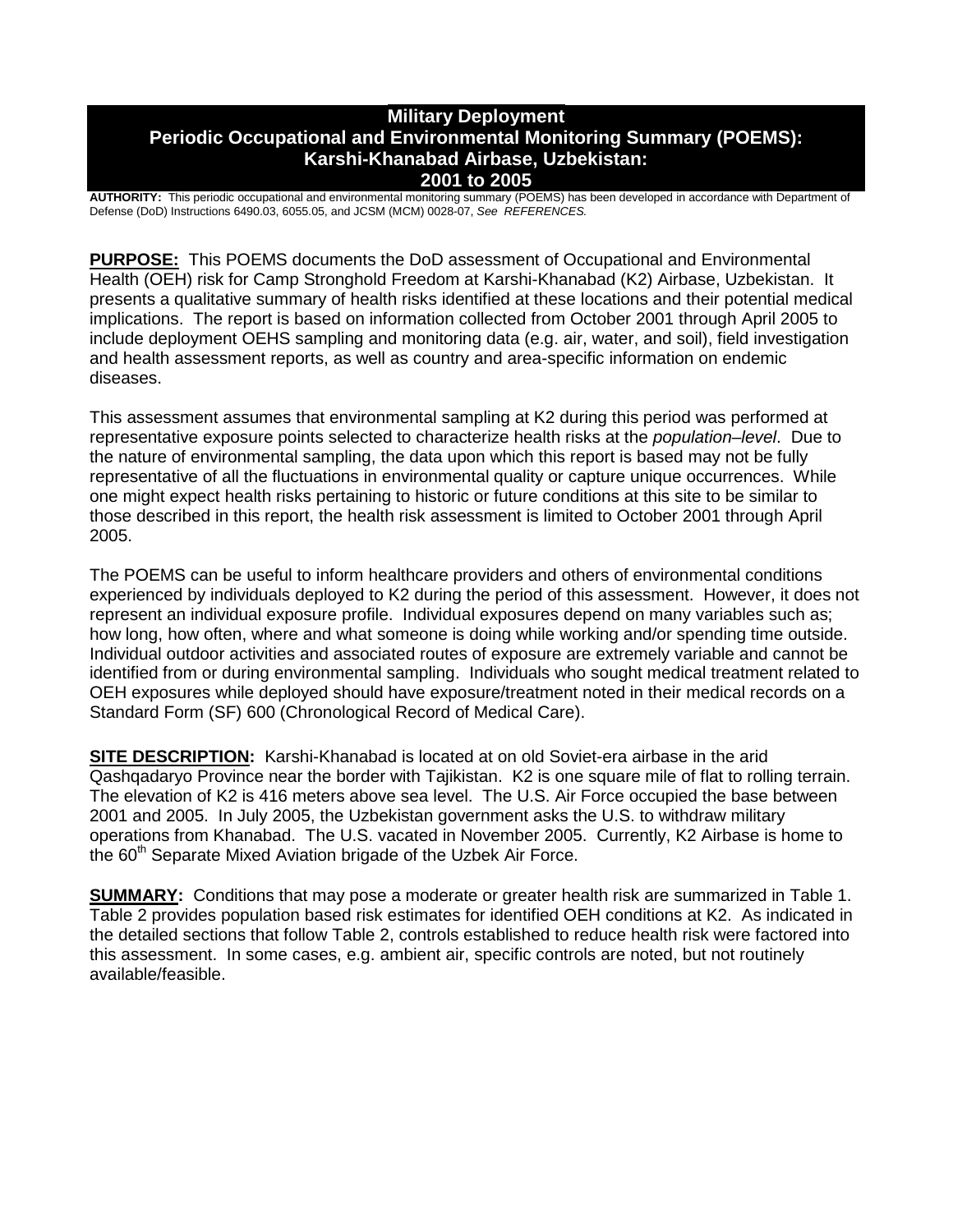# Military Deployment
# Periodic Occupational and Environmental Monitoring Summary (POEMS): Karshi-Khanabad Airbase, Uzbekistan: 2001 to 2005

**AUTHORITY:** This periodic occupational and environmental monitoring summary (POEMS) has been developed in accordance with Department of Defense (DoD) Instructions 6490.03, 6055.05, and JCSM (MCM) 0028-07, *See REFERENCES.*

**PURPOSE:** This POEMS documents the DoD assessment of Occupational and Environmental Health (OEH) risk for Camp Stronghold Freedom at Karshi-Khanabad (K2) Airbase, Uzbekistan. It presents a qualitative summary of health risks identified at these locations and their potential medical implications. The report is based on information collected from October 2001 through April 2005 to include deployment OEHS sampling and monitoring data (e.g. air, water, and soil), field investigation and health assessment reports, as well as country and area-specific information on endemic diseases.

This assessment assumes that environmental sampling at K2 during this period was performed at representative exposure points selected to characterize health risks at the *population–level*. Due to the nature of environmental sampling, the data upon which this report is based may not be fully representative of all the fluctuations in environmental quality or capture unique occurrences. While one might expect health risks pertaining to historic or future conditions at this site to be similar to those described in this report, the health risk assessment is limited to October 2001 through April 2005.

The POEMS can be useful to inform healthcare providers and others of environmental conditions experienced by individuals deployed to K2 during the period of this assessment. However, it does not represent an individual exposure profile. Individual exposures depend on many variables such as; how long, how often, where and what someone is doing while working and/or spending time outside. Individual outdoor activities and associated routes of exposure are extremely variable and cannot be identified from or during environmental sampling. Individuals who sought medical treatment related to OEH exposures while deployed should have exposure/treatment noted in their medical records on a Standard Form (SF) 600 (Chronological Record of Medical Care).

**SITE DESCRIPTION:** Karshi-Khanabad is located at on old Soviet-era airbase in the arid Qashqadaryo Province near the border with Tajikistan. K2 is one square mile of flat to rolling terrain. The elevation of K2 is 416 meters above sea level. The U.S. Air Force occupied the base between 2001 and 2005. In July 2005, the Uzbekistan government asks the U.S. to withdraw military operations from Khanabad. The U.S. vacated in November 2005. Currently, K2 Airbase is home to the 60th Separate Mixed Aviation brigade of the Uzbek Air Force.

**SUMMARY:** Conditions that may pose a moderate or greater health risk are summarized in Table 1. Table 2 provides population based risk estimates for identified OEH conditions at K2. As indicated in the detailed sections that follow Table 2, controls established to reduce health risk were factored into this assessment. In some cases, e.g. ambient air, specific controls are noted, but not routinely available/feasible.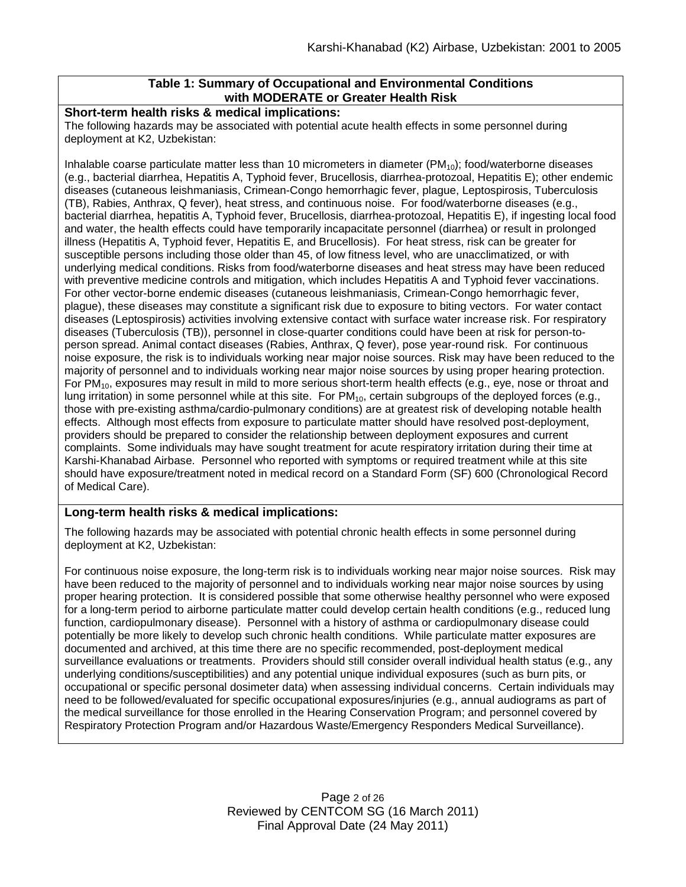**Table 1: Summary of Occupational and Environmental Conditions with MODERATE or Greater Health Risk**

**Short-term health risks & medical implications:**

The following hazards may be associated with potential acute health effects in some personnel during deployment at K2, Uzbekistan:

Inhalable coarse particulate matter less than 10 micrometers in diameter ($PM_{10}$); food/waterborne diseases (e.g., bacterial diarrhea, Hepatitis A, Typhoid fever, Brucellosis, diarrhea-protozoal, Hepatitis E); other endemic diseases (cutaneous leishmaniasis, Crimean-Congo hemorrhagic fever, plague, Leptospirosis, Tuberculosis (TB), Rabies, Anthrax, Q fever), heat stress, and continuous noise. For food/waterborne diseases (e.g., bacterial diarrhea, hepatitis A, Typhoid fever, Brucellosis, diarrhea-protozoal, Hepatitis E), if ingesting local food and water, the health effects could have temporarily incapacitate personnel (diarrhea) or result in prolonged illness (Hepatitis A, Typhoid fever, Hepatitis E, and Brucellosis). For heat stress, risk can be greater for susceptible persons including those older than 45, of low fitness level, who are unacclimatized, or with underlying medical conditions. Risks from food/waterborne diseases and heat stress may have been reduced with preventive medicine controls and mitigation, which includes Hepatitis A and Typhoid fever vaccinations. For other vector-borne endemic diseases (cutaneous leishmaniasis, Crimean-Congo hemorrhagic fever, plague), these diseases may constitute a significant risk due to exposure to biting vectors. For water contact diseases (Leptospirosis) activities involving extensive contact with surface water increase risk. For respiratory diseases (Tuberculosis (TB)), personnel in close-quarter conditions could have been at risk for person-to-person spread. Animal contact diseases (Rabies, Anthrax, Q fever), pose year-round risk. For continuous noise exposure, the risk is to individuals working near major noise sources. Risk may have been reduced to the majority of personnel and to individuals working near major noise sources by using proper hearing protection. For $PM_{10}$, exposures may result in mild to more serious short-term health effects (e.g., eye, nose or throat and lung irritation) in some personnel while at this site. For $PM_{10}$, certain subgroups of the deployed forces (e.g., those with pre-existing asthma/cardio-pulmonary conditions) are at greatest risk of developing notable health effects. Although most effects from exposure to particulate matter should have resolved post-deployment, providers should be prepared to consider the relationship between deployment exposures and current complaints. Some individuals may have sought treatment for acute respiratory irritation during their time at Karshi-Khanabad Airbase. Personnel who reported with symptoms or required treatment while at this site should have exposure/treatment noted in medical record on a Standard Form (SF) 600 (Chronological Record of Medical Care).

**Long-term health risks & medical implications:**

The following hazards may be associated with potential chronic health effects in some personnel during deployment at K2, Uzbekistan:

For continuous noise exposure, the long-term risk is to individuals working near major noise sources. Risk may have been reduced to the majority of personnel and to individuals working near major noise sources by using proper hearing protection. It is considered possible that some otherwise healthy personnel who were exposed for a long-term period to airborne particulate matter could develop certain health conditions (e.g., reduced lung function, cardiopulmonary disease). Personnel with a history of asthma or cardiopulmonary disease could potentially be more likely to develop such chronic health conditions. While particulate matter exposures are documented and archived, at this time there are no specific recommended, post-deployment medical surveillance evaluations or treatments. Providers should still consider overall individual health status (e.g., any underlying conditions/susceptibilities) and any potential unique individual exposures (such as burn pits, or occupational or specific personal dosimeter data) when assessing individual concerns. Certain individuals may need to be followed/evaluated for specific occupational exposures/injuries (e.g., annual audiograms as part of the medical surveillance for those enrolled in the Hearing Conservation Program; and personnel covered by Respiratory Protection Program and/or Hazardous Waste/Emergency Responders Medical Surveillance).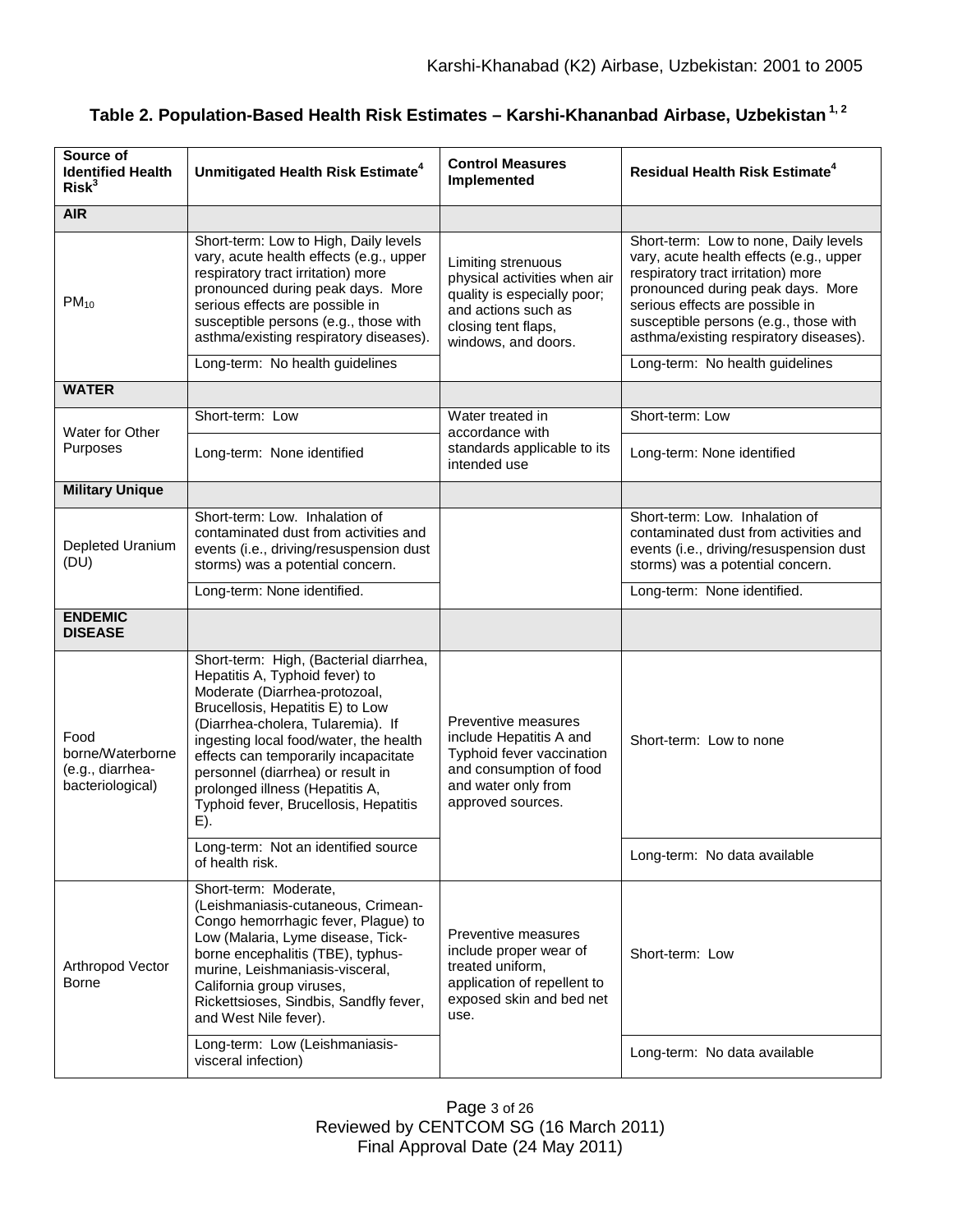### Table 2. Population-Based Health Risk Estimates – Karshi-Khananbad Airbase, Uzbekistan [1, 2]

| Source of Identified Health Risk[3] | Unmitigated Health Risk Estimate[4] | Control Measures Implemented | Residual Health Risk Estimate[4] |
|---|---|---|---|
| **AIR** | | | |
| $PM_{10}$ | Short-term: Low to High, Daily levels vary, acute health effects (e.g., upper respiratory tract irritation) more pronounced during peak days. More serious effects are possible in susceptible persons (e.g., those with asthma/existing respiratory diseases). | Limiting strenuous physical activities when air quality is especially poor; and actions such as closing tent flaps, windows, and doors. | Short-term: Low to none, Daily levels vary, acute health effects (e.g., upper respiratory tract irritation) more pronounced during peak days. More serious effects are possible in susceptible persons (e.g., those with asthma/existing respiratory diseases). |
| | Long-term: No health guidelines | | Long-term: No health guidelines |
| **WATER** | | | |
| Water for Other Purposes | Short-term: Low | Water treated in accordance with standards applicable to its intended use | Short-term: Low |
| | Long-term: None identified | | Long-term: None identified |
| **Military Unique** | | | |
| Depleted Uranium (DU) | Short-term: Low. Inhalation of contaminated dust from activities and events (i.e., driving/resuspension dust storms) was a potential concern. | | Short-term: Low. Inhalation of contaminated dust from activities and events (i.e., driving/resuspension dust storms) was a potential concern. |
| | Long-term: None identified. | | Long-term: None identified. |
| **ENDEMIC DISEASE** | | | |
| Food borne/Waterborne (e.g., diarrhea-bacteriological) | Short-term: High, (Bacterial diarrhea, Hepatitis A, Typhoid fever) to Moderate (Diarrhea-protozoal, Brucellosis, Hepatitis E) to Low (Diarrhea-cholera, Tularemia). If ingesting local food/water, the health effects can temporarily incapacitate personnel (diarrhea) or result in prolonged illness (Hepatitis A, Typhoid fever, Brucellosis, Hepatitis E). | Preventive measures include Hepatitis A and Typhoid fever vaccination and consumption of food and water only from approved sources. | Short-term: Low to none |
| | Long-term: Not an identified source of health risk. | | Long-term: No data available |
| Arthropod Vector Borne | Short-term: Moderate, (Leishmaniasis-cutaneous, Crimean-Congo hemorrhagic fever, Plague) to Low (Malaria, Lyme disease, Tick-borne encephalitis (TBE), typhus-murine, Leishmaniasis-visceral, California group viruses, Rickettsioses, Sindbis, Sandfly fever, and West Nile fever). | Preventive measures include proper wear of treated uniform, application of repellent to exposed skin and bed net use. | Short-term: Low |
| | Long-term: Low (Leishmaniasis-visceral infection) | | Long-term: No data available |

Reviewed by CENTCOM SG (16 March 2011)
Final Approval Date (24 May 2011)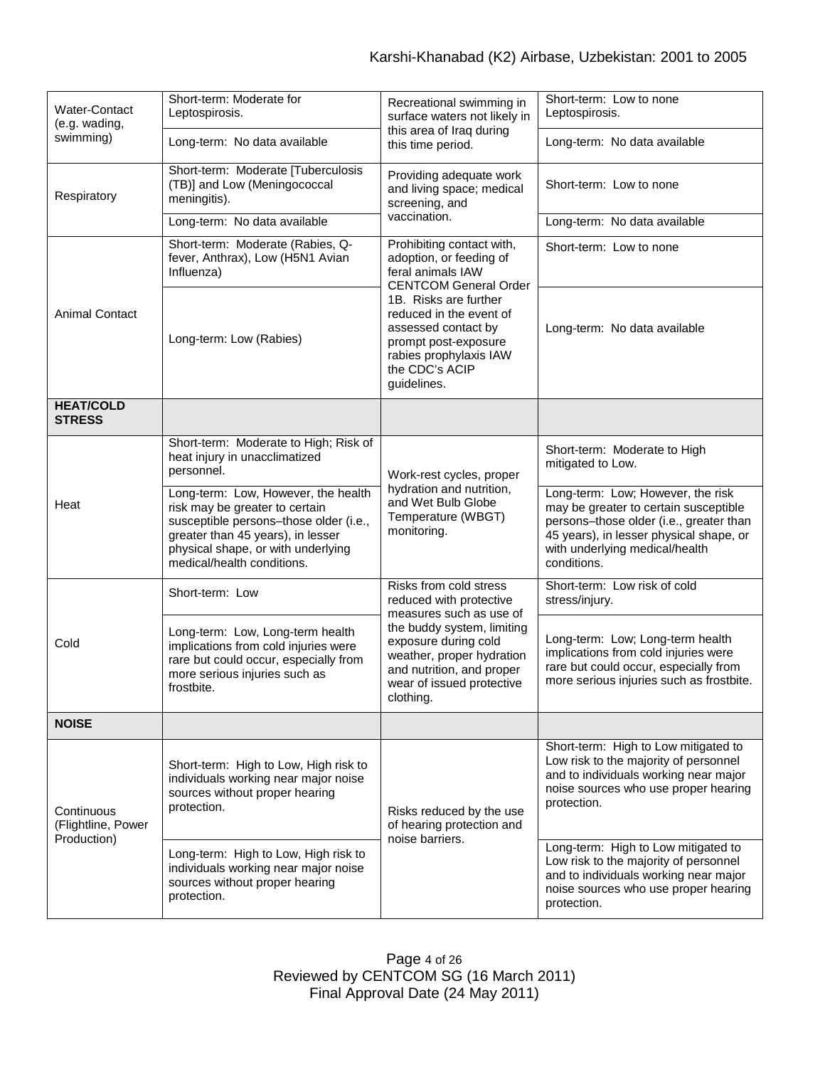| | | | |
|---|---|---|---|
| Water-Contact (e.g. wading, swimming) | Short-term: Moderate for Leptospirosis. | Recreational swimming in surface waters not likely in this area of Iraq during this time period. | Short-term: Low to none Leptospirosis. |
| | Long-term: No data available | | Long-term: No data available |
| Respiratory | Short-term: Moderate [Tuberculosis (TB)] and Low (Meningococcal meningitis). | Providing adequate work and living space; medical screening, and vaccination. | Short-term: Low to none |
| | Long-term: No data available | | Long-term: No data available |
| Animal Contact | Short-term: Moderate (Rabies, Q-fever, Anthrax), Low (H5N1 Avian Influenza) | Prohibiting contact with, adoption, or feeding of feral animals IAW CENTCOM General Order 1B. Risks are further reduced in the event of assessed contact by prompt post-exposure rabies prophylaxis IAW the CDC's ACIP guidelines. | Short-term: Low to none |
| | Long-term: Low (Rabies) | | Long-term: No data available |
| **HEAT/COLD STRESS** | | | |
| Heat | Short-term: Moderate to High; Risk of heat injury in unacclimatized personnel. | Work-rest cycles, proper hydration and nutrition, and Wet Bulb Globe Temperature (WBGT) monitoring. | Short-term: Moderate to High mitigated to Low. |
| | Long-term: Low, However, the health risk may be greater to certain susceptible persons–those older (i.e., greater than 45 years), in lesser physical shape, or with underlying medical/health conditions. | | Long-term: Low; However, the risk may be greater to certain susceptible persons–those older (i.e., greater than 45 years), in lesser physical shape, or with underlying medical/health conditions. |
| Cold | Short-term: Low | Risks from cold stress reduced with protective measures such as use of the buddy system, limiting exposure during cold weather, proper hydration and nutrition, and proper wear of issued protective clothing. | Short-term: Low risk of cold stress/injury. |
| | Long-term: Low, Long-term health implications from cold injuries were rare but could occur, especially from more serious injuries such as frostbite. | | Long-term: Low; Long-term health implications from cold injuries were rare but could occur, especially from more serious injuries such as frostbite. |
| **NOISE** | | | |
| Continuous (Flightline, Power Production) | Short-term: High to Low, High risk to individuals working near major noise sources without proper hearing protection. | Risks reduced by the use of hearing protection and noise barriers. | Short-term: High to Low mitigated to Low risk to the majority of personnel and to individuals working near major noise sources who use proper hearing protection. |
| | Long-term: High to Low, High risk to individuals working near major noise sources without proper hearing protection. | | Long-term: High to Low mitigated to Low risk to the majority of personnel and to individuals working near major noise sources who use proper hearing protection. |

Reviewed by CENTCOM SG (16 March 2011)
Final Approval Date (24 May 2011)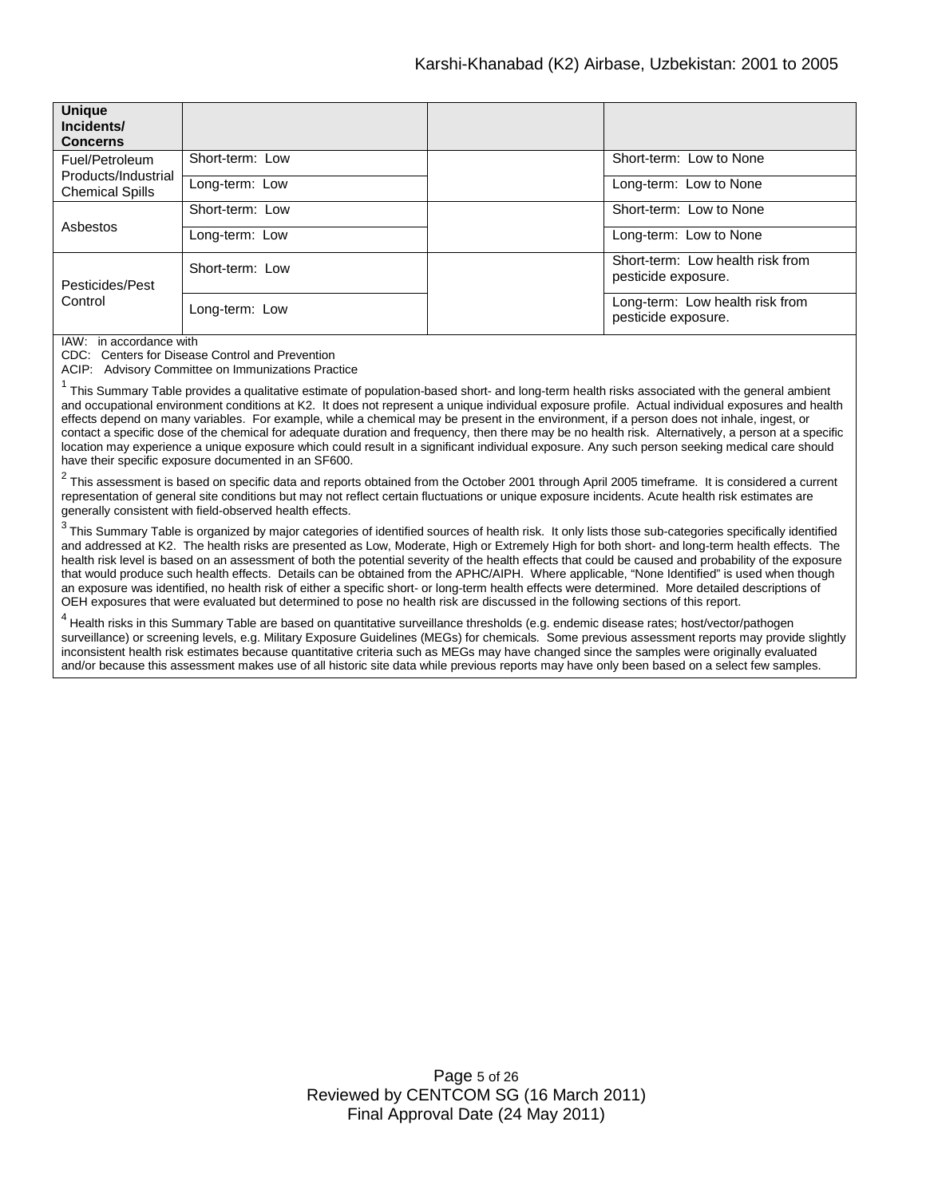| Unique Incidents/ Concerns | | | |
|---|---|---|---|
| Fuel/Petroleum Products/Industrial Chemical Spills | Short-term: Low | | Short-term: Low to None |
| | Long-term: Low | | Long-term: Low to None |
| Asbestos | Short-term: Low | | Short-term: Low to None |
| | Long-term: Low | | Long-term: Low to None |
| Pesticides/Pest Control | Short-term: Low | | Short-term: Low health risk from pesticide exposure. |
| | Long-term: Low | | Long-term: Low health risk from pesticide exposure. |

IAW: in accordance with
CDC: Centers for Disease Control and Prevention
ACIP: Advisory Committee on Immunizations Practice

[1] This Summary Table provides a qualitative estimate of population-based short- and long-term health risks associated with the general ambient and occupational environment conditions at K2. It does not represent a unique individual exposure profile. Actual individual exposures and health effects depend on many variables. For example, while a chemical may be present in the environment, if a person does not inhale, ingest, or contact a specific dose of the chemical for adequate duration and frequency, then there may be no health risk. Alternatively, a person at a specific location may experience a unique exposure which could result in a significant individual exposure. Any such person seeking medical care should have their specific exposure documented in an SF600.

[2] This assessment is based on specific data and reports obtained from the October 2001 through April 2005 timeframe. It is considered a current representation of general site conditions but may not reflect certain fluctuations or unique exposure incidents. Acute health risk estimates are generally consistent with field-observed health effects.

[3] This Summary Table is organized by major categories of identified sources of health risk. It only lists those sub-categories specifically identified and addressed at K2. The health risks are presented as Low, Moderate, High or Extremely High for both short- and long-term health effects. The health risk level is based on an assessment of both the potential severity of the health effects that could be caused and probability of the exposure that would produce such health effects. Details can be obtained from the APHC/AIPH. Where applicable, "None Identified" is used when though an exposure was identified, no health risk of either a specific short- or long-term health effects were determined. More detailed descriptions of OEH exposures that were evaluated but determined to pose no health risk are discussed in the following sections of this report.

[4] Health risks in this Summary Table are based on quantitative surveillance thresholds (e.g. endemic disease rates; host/vector/pathogen surveillance) or screening levels, e.g. Military Exposure Guidelines (MEGs) for chemicals. Some previous assessment reports may provide slightly inconsistent health risk estimates because quantitative criteria such as MEGs may have changed since the samples were originally evaluated and/or because this assessment makes use of all historic site data while previous reports may have only been based on a select few samples.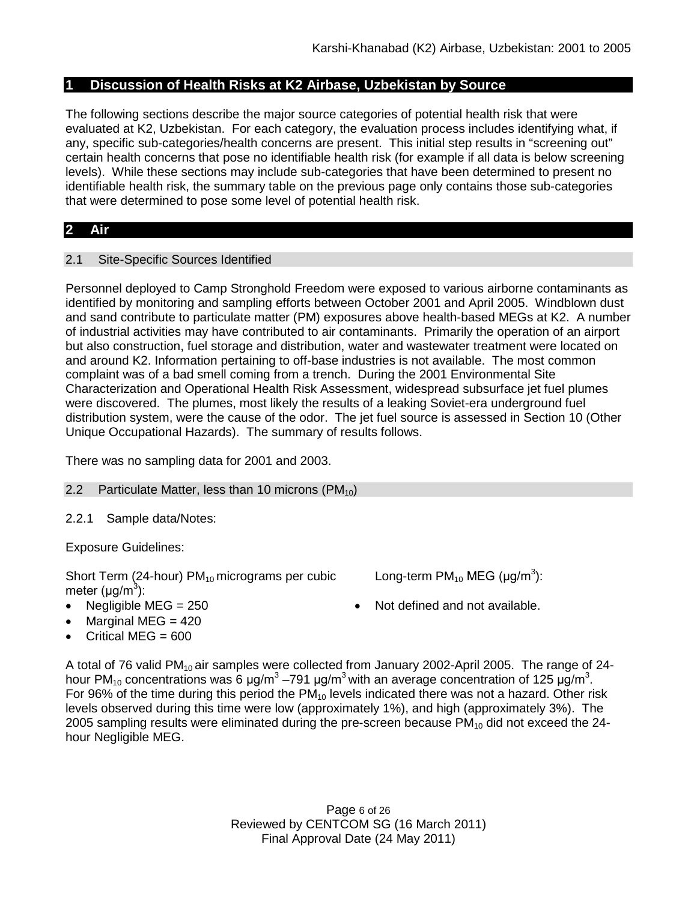## 1 Discussion of Health Risks at K2 Airbase, Uzbekistan by Source

The following sections describe the major source categories of potential health risk that were evaluated at K2, Uzbekistan. For each category, the evaluation process includes identifying what, if any, specific sub-categories/health concerns are present. This initial step results in "screening out" certain health concerns that pose no identifiable health risk (for example if all data is below screening levels). While these sections may include sub-categories that have been determined to present no identifiable health risk, the summary table on the previous page only contains those sub-categories that were determined to pose some level of potential health risk.

## 2 Air

### 2.1 Site-Specific Sources Identified

Personnel deployed to Camp Stronghold Freedom were exposed to various airborne contaminants as identified by monitoring and sampling efforts between October 2001 and April 2005. Windblown dust and sand contribute to particulate matter (PM) exposures above health-based MEGs at K2. A number of industrial activities may have contributed to air contaminants. Primarily the operation of an airport but also construction, fuel storage and distribution, water and wastewater treatment were located on and around K2. Information pertaining to off-base industries is not available. The most common complaint was of a bad smell coming from a trench. During the 2001 Environmental Site Characterization and Operational Health Risk Assessment, widespread subsurface jet fuel plumes were discovered. The plumes, most likely the results of a leaking Soviet-era underground fuel distribution system, were the cause of the odor. The jet fuel source is assessed in Section 10 (Other Unique Occupational Hazards). The summary of results follows.

There was no sampling data for 2001 and 2003.

### 2.2 Particulate Matter, less than 10 microns ($PM_{10}$)

#### 2.2.1 Sample data/Notes:

Exposure Guidelines:

Short Term (24-hour) $PM_{10}$ micrograms per cubic meter (μg/$m^3$):

- Negligible MEG = 250
- Marginal MEG = 420
- Critical MEG = 600

Long-term $PM_{10}$ MEG (μg/$m^3$):

- Not defined and not available.

A total of 76 valid $PM_{10}$ air samples were collected from January 2002-April 2005. The range of 24-hour $PM_{10}$ concentrations was 6 μg/$m^3$ –791 μg/$m^3$ with an average concentration of 125 μg/$m^3$. For 96% of the time during this period the $PM_{10}$ levels indicated there was not a hazard. Other risk levels observed during this time were low (approximately 1%), and high (approximately 3%). The 2005 sampling results were eliminated during the pre-screen because $PM_{10}$ did not exceed the 24-hour Negligible MEG.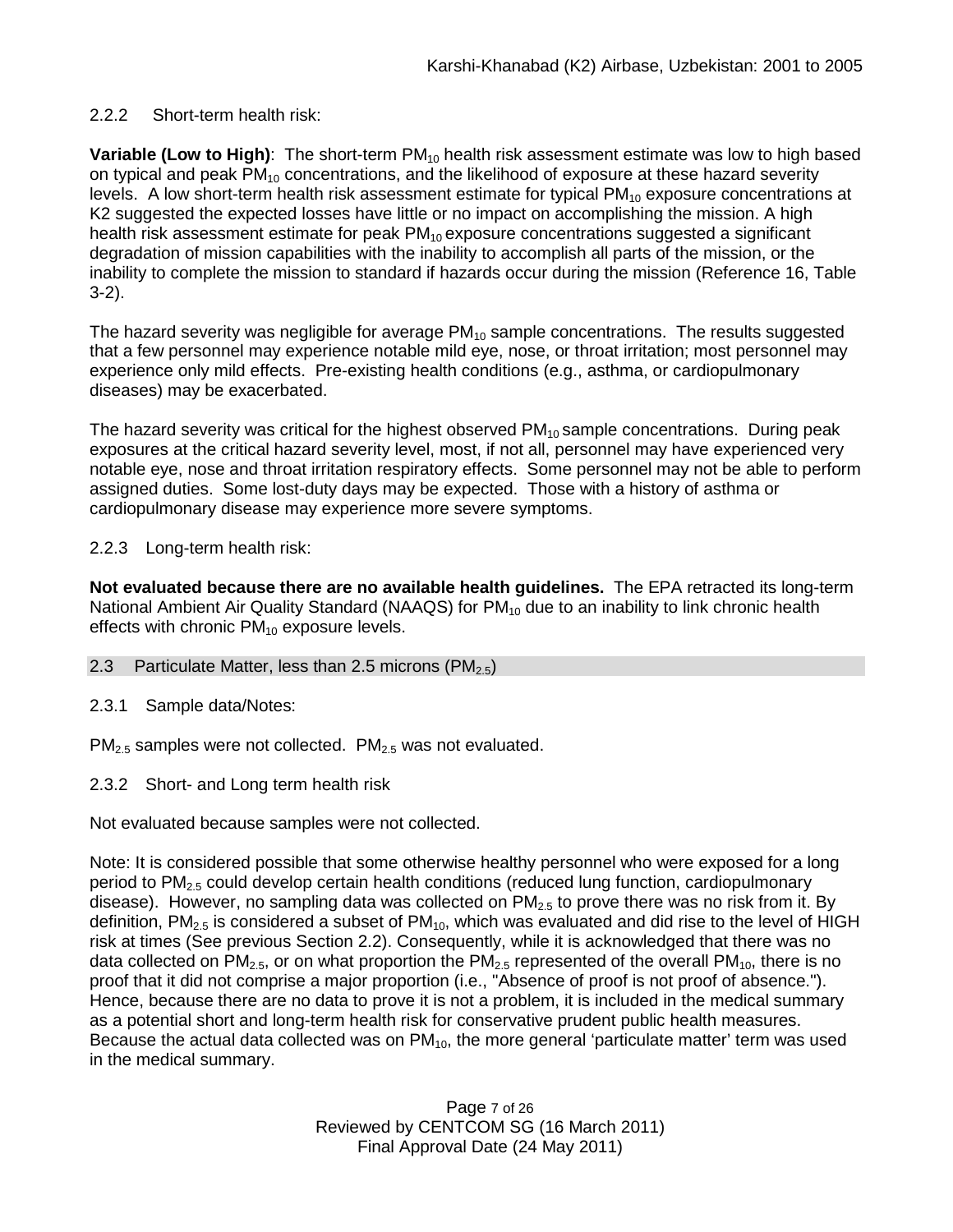2.2.2 Short-term health risk:

**Variable (Low to High)**: The short-term $PM_{10}$ health risk assessment estimate was low to high based on typical and peak $PM_{10}$ concentrations, and the likelihood of exposure at these hazard severity levels. A low short-term health risk assessment estimate for typical $PM_{10}$ exposure concentrations at K2 suggested the expected losses have little or no impact on accomplishing the mission. A high health risk assessment estimate for peak $PM_{10}$ exposure concentrations suggested a significant degradation of mission capabilities with the inability to accomplish all parts of the mission, or the inability to complete the mission to standard if hazards occur during the mission (Reference 16, Table 3-2).

The hazard severity was negligible for average $PM_{10}$ sample concentrations. The results suggested that a few personnel may experience notable mild eye, nose, or throat irritation; most personnel may experience only mild effects. Pre-existing health conditions (e.g., asthma, or cardiopulmonary diseases) may be exacerbated.

The hazard severity was critical for the highest observed $PM_{10}$ sample concentrations. During peak exposures at the critical hazard severity level, most, if not all, personnel may have experienced very notable eye, nose and throat irritation respiratory effects. Some personnel may not be able to perform assigned duties. Some lost-duty days may be expected. Those with a history of asthma or cardiopulmonary disease may experience more severe symptoms.

2.2.3 Long-term health risk:

**Not evaluated because there are no available health guidelines.** The EPA retracted its long-term National Ambient Air Quality Standard (NAAQS) for $PM_{10}$ due to an inability to link chronic health effects with chronic $PM_{10}$ exposure levels.

## 2.3 Particulate Matter, less than 2.5 microns ($PM_{2.5}$)

2.3.1 Sample data/Notes:

$PM_{2.5}$ samples were not collected. $PM_{2.5}$ was not evaluated.

2.3.2 Short- and Long term health risk

Not evaluated because samples were not collected.

Note: It is considered possible that some otherwise healthy personnel who were exposed for a long period to $PM_{2.5}$ could develop certain health conditions (reduced lung function, cardiopulmonary disease). However, no sampling data was collected on $PM_{2.5}$ to prove there was no risk from it. By definition, $PM_{2.5}$ is considered a subset of $PM_{10}$, which was evaluated and did rise to the level of HIGH risk at times (See previous Section 2.2). Consequently, while it is acknowledged that there was no data collected on $PM_{2.5}$, or on what proportion the $PM_{2.5}$ represented of the overall $PM_{10}$, there is no proof that it did not comprise a major proportion (i.e., "Absence of proof is not proof of absence."). Hence, because there are no data to prove it is not a problem, it is included in the medical summary as a potential short and long-term health risk for conservative prudent public health measures. Because the actual data collected was on $PM_{10}$, the more general 'particulate matter' term was used in the medical summary.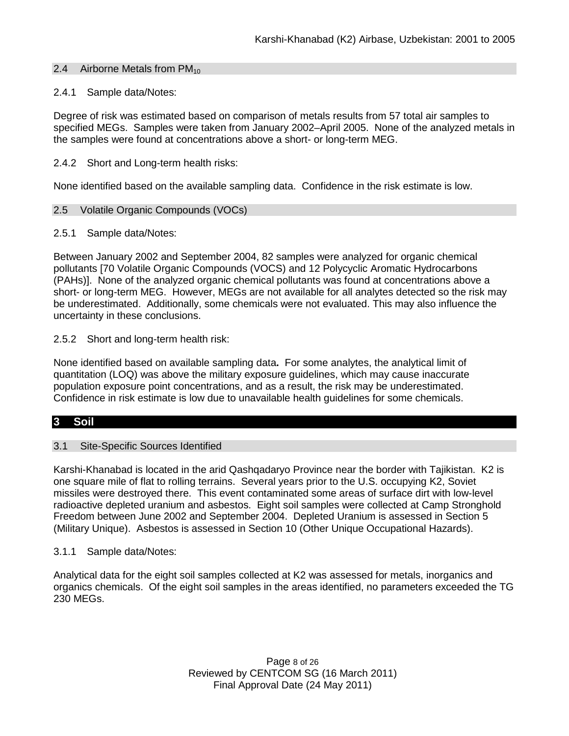## 2.4 Airborne Metals from $PM_{10}$

### 2.4.1 Sample data/Notes:

Degree of risk was estimated based on comparison of metals results from 57 total air samples to specified MEGs. Samples were taken from January 2002–April 2005. None of the analyzed metals in the samples were found at concentrations above a short- or long-term MEG.

### 2.4.2 Short and Long-term health risks:

None identified based on the available sampling data. Confidence in the risk estimate is low.

## 2.5 Volatile Organic Compounds (VOCs)

### 2.5.1 Sample data/Notes:

Between January 2002 and September 2004, 82 samples were analyzed for organic chemical pollutants [70 Volatile Organic Compounds (VOCS) and 12 Polycyclic Aromatic Hydrocarbons (PAHs)]. None of the analyzed organic chemical pollutants was found at concentrations above a short- or long-term MEG. However, MEGs are not available for all analytes detected so the risk may be underestimated. Additionally, some chemicals were not evaluated. This may also influence the uncertainty in these conclusions.

### 2.5.2 Short and long-term health risk:

None identified based on available sampling data**.** For some analytes, the analytical limit of quantitation (LOQ) was above the military exposure guidelines, which may cause inaccurate population exposure point concentrations, and as a result, the risk may be underestimated. Confidence in risk estimate is low due to unavailable health guidelines for some chemicals.

# 3 Soil

## 3.1 Site-Specific Sources Identified

Karshi-Khanabad is located in the arid Qashqadaryo Province near the border with Tajikistan. K2 is one square mile of flat to rolling terrains. Several years prior to the U.S. occupying K2, Soviet missiles were destroyed there. This event contaminated some areas of surface dirt with low-level radioactive depleted uranium and asbestos. Eight soil samples were collected at Camp Stronghold Freedom between June 2002 and September 2004. Depleted Uranium is assessed in Section 5 (Military Unique). Asbestos is assessed in Section 10 (Other Unique Occupational Hazards).

### 3.1.1 Sample data/Notes:

Analytical data for the eight soil samples collected at K2 was assessed for metals, inorganics and organics chemicals. Of the eight soil samples in the areas identified, no parameters exceeded the TG 230 MEGs.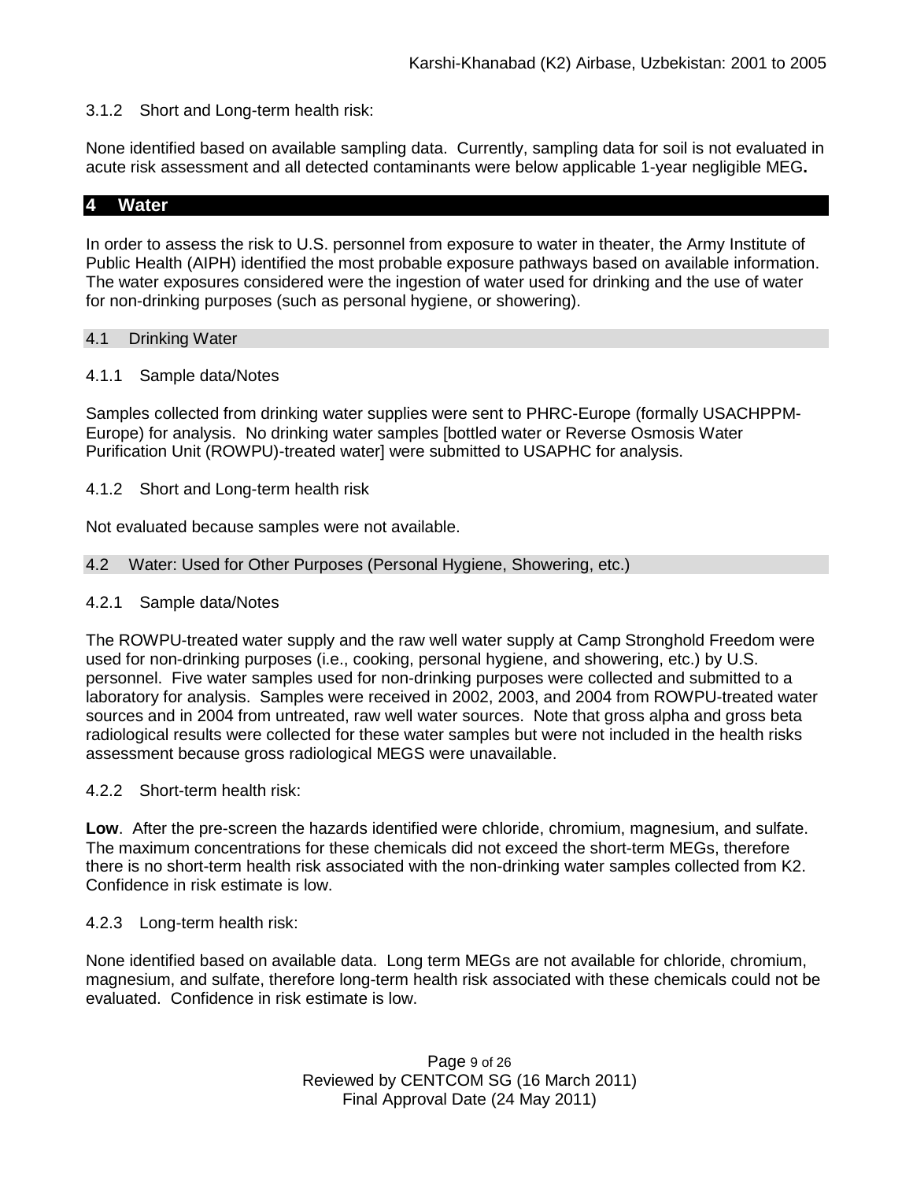3.1.2 Short and Long-term health risk:

None identified based on available sampling data. Currently, sampling data for soil is not evaluated in acute risk assessment and all detected contaminants were below applicable 1-year negligible MEG**.**

# 4 Water

In order to assess the risk to U.S. personnel from exposure to water in theater, the Army Institute of Public Health (AIPH) identified the most probable exposure pathways based on available information. The water exposures considered were the ingestion of water used for drinking and the use of water for non-drinking purposes (such as personal hygiene, or showering).

## 4.1 Drinking Water

### 4.1.1 Sample data/Notes

Samples collected from drinking water supplies were sent to PHRC-Europe (formally USACHPPM-Europe) for analysis. No drinking water samples [bottled water or Reverse Osmosis Water Purification Unit (ROWPU)-treated water] were submitted to USAPHC for analysis.

### 4.1.2 Short and Long-term health risk

Not evaluated because samples were not available.

## 4.2 Water: Used for Other Purposes (Personal Hygiene, Showering, etc.)

### 4.2.1 Sample data/Notes

The ROWPU-treated water supply and the raw well water supply at Camp Stronghold Freedom were used for non-drinking purposes (i.e., cooking, personal hygiene, and showering, etc.) by U.S. personnel. Five water samples used for non-drinking purposes were collected and submitted to a laboratory for analysis. Samples were received in 2002, 2003, and 2004 from ROWPU-treated water sources and in 2004 from untreated, raw well water sources. Note that gross alpha and gross beta radiological results were collected for these water samples but were not included in the health risks assessment because gross radiological MEGS were unavailable.

### 4.2.2 Short-term health risk:

**Low**. After the pre-screen the hazards identified were chloride, chromium, magnesium, and sulfate. The maximum concentrations for these chemicals did not exceed the short-term MEGs, therefore there is no short-term health risk associated with the non-drinking water samples collected from K2. Confidence in risk estimate is low.

### 4.2.3 Long-term health risk:

None identified based on available data. Long term MEGs are not available for chloride, chromium, magnesium, and sulfate, therefore long-term health risk associated with these chemicals could not be evaluated. Confidence in risk estimate is low.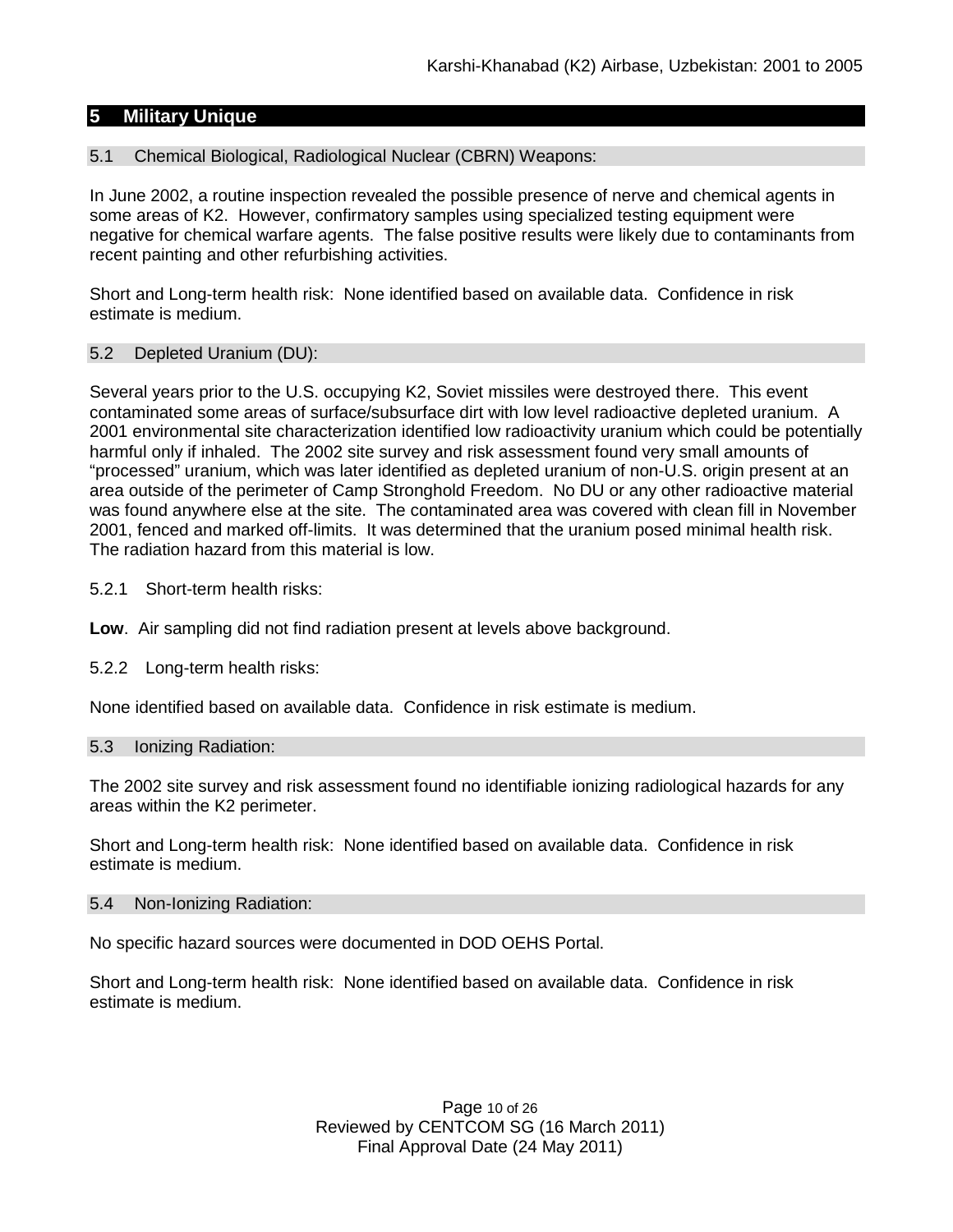## 5 Military Unique

### 5.1 Chemical Biological, Radiological Nuclear (CBRN) Weapons:

In June 2002, a routine inspection revealed the possible presence of nerve and chemical agents in some areas of K2. However, confirmatory samples using specialized testing equipment were negative for chemical warfare agents. The false positive results were likely due to contaminants from recent painting and other refurbishing activities.

Short and Long-term health risk: None identified based on available data. Confidence in risk estimate is medium.

### 5.2 Depleted Uranium (DU):

Several years prior to the U.S. occupying K2, Soviet missiles were destroyed there. This event contaminated some areas of surface/subsurface dirt with low level radioactive depleted uranium. A 2001 environmental site characterization identified low radioactivity uranium which could be potentially harmful only if inhaled. The 2002 site survey and risk assessment found very small amounts of "processed" uranium, which was later identified as depleted uranium of non-U.S. origin present at an area outside of the perimeter of Camp Stronghold Freedom. No DU or any other radioactive material was found anywhere else at the site. The contaminated area was covered with clean fill in November 2001, fenced and marked off-limits. It was determined that the uranium posed minimal health risk. The radiation hazard from this material is low.

#### 5.2.1 Short-term health risks:

**Low**. Air sampling did not find radiation present at levels above background.

#### 5.2.2 Long-term health risks:

None identified based on available data. Confidence in risk estimate is medium.

### 5.3 Ionizing Radiation:

The 2002 site survey and risk assessment found no identifiable ionizing radiological hazards for any areas within the K2 perimeter.

Short and Long-term health risk: None identified based on available data. Confidence in risk estimate is medium.

### 5.4 Non-Ionizing Radiation:

No specific hazard sources were documented in DOD OEHS Portal.

Short and Long-term health risk: None identified based on available data. Confidence in risk estimate is medium.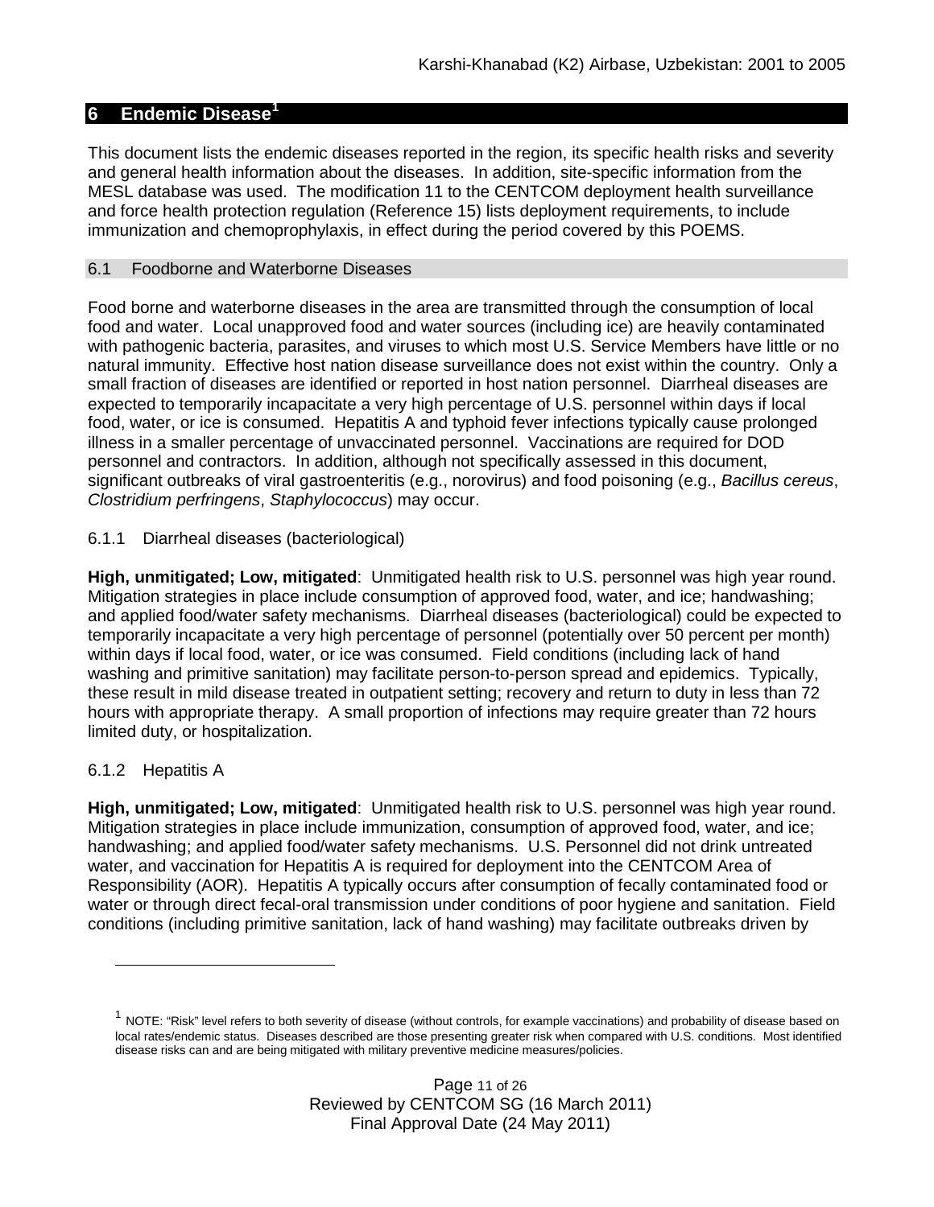# 6 Endemic Disease[1]

This document lists the endemic diseases reported in the region, its specific health risks and severity and general health information about the diseases. In addition, site-specific information from the MESL database was used. The modification 11 to the CENTCOM deployment health surveillance and force health protection regulation (Reference 15) lists deployment requirements, to include immunization and chemoprophylaxis, in effect during the period covered by this POEMS.

## 6.1 Foodborne and Waterborne Diseases

Food borne and waterborne diseases in the area are transmitted through the consumption of local food and water. Local unapproved food and water sources (including ice) are heavily contaminated with pathogenic bacteria, parasites, and viruses to which most U.S. Service Members have little or no natural immunity. Effective host nation disease surveillance does not exist within the country. Only a small fraction of diseases are identified or reported in host nation personnel. Diarrheal diseases are expected to temporarily incapacitate a very high percentage of U.S. personnel within days if local food, water, or ice is consumed. Hepatitis A and typhoid fever infections typically cause prolonged illness in a smaller percentage of unvaccinated personnel. Vaccinations are required for DOD personnel and contractors. In addition, although not specifically assessed in this document, significant outbreaks of viral gastroenteritis (e.g., norovirus) and food poisoning (e.g., *Bacillus cereus*, *Clostridium perfringens*, *Staphylococcus*) may occur.

### 6.1.1 Diarrheal diseases (bacteriological)

**High, unmitigated; Low, mitigated**: Unmitigated health risk to U.S. personnel was high year round. Mitigation strategies in place include consumption of approved food, water, and ice; handwashing; and applied food/water safety mechanisms. Diarrheal diseases (bacteriological) could be expected to temporarily incapacitate a very high percentage of personnel (potentially over 50 percent per month) within days if local food, water, or ice was consumed. Field conditions (including lack of hand washing and primitive sanitation) may facilitate person-to-person spread and epidemics. Typically, these result in mild disease treated in outpatient setting; recovery and return to duty in less than 72 hours with appropriate therapy. A small proportion of infections may require greater than 72 hours limited duty, or hospitalization.

### 6.1.2 Hepatitis A

**High, unmitigated; Low, mitigated**: Unmitigated health risk to U.S. personnel was high year round. Mitigation strategies in place include immunization, consumption of approved food, water, and ice; handwashing; and applied food/water safety mechanisms. U.S. Personnel did not drink untreated water, and vaccination for Hepatitis A is required for deployment into the CENTCOM Area of Responsibility (AOR). Hepatitis A typically occurs after consumption of fecally contaminated food or water or through direct fecal-oral transmission under conditions of poor hygiene and sanitation. Field conditions (including primitive sanitation, lack of hand washing) may facilitate outbreaks driven by

[1] NOTE: "Risk" level refers to both severity of disease (without controls, for example vaccinations) and probability of disease based on local rates/endemic status. Diseases described are those presenting greater risk when compared with U.S. conditions. Most identified disease risks can and are being mitigated with military preventive medicine measures/policies.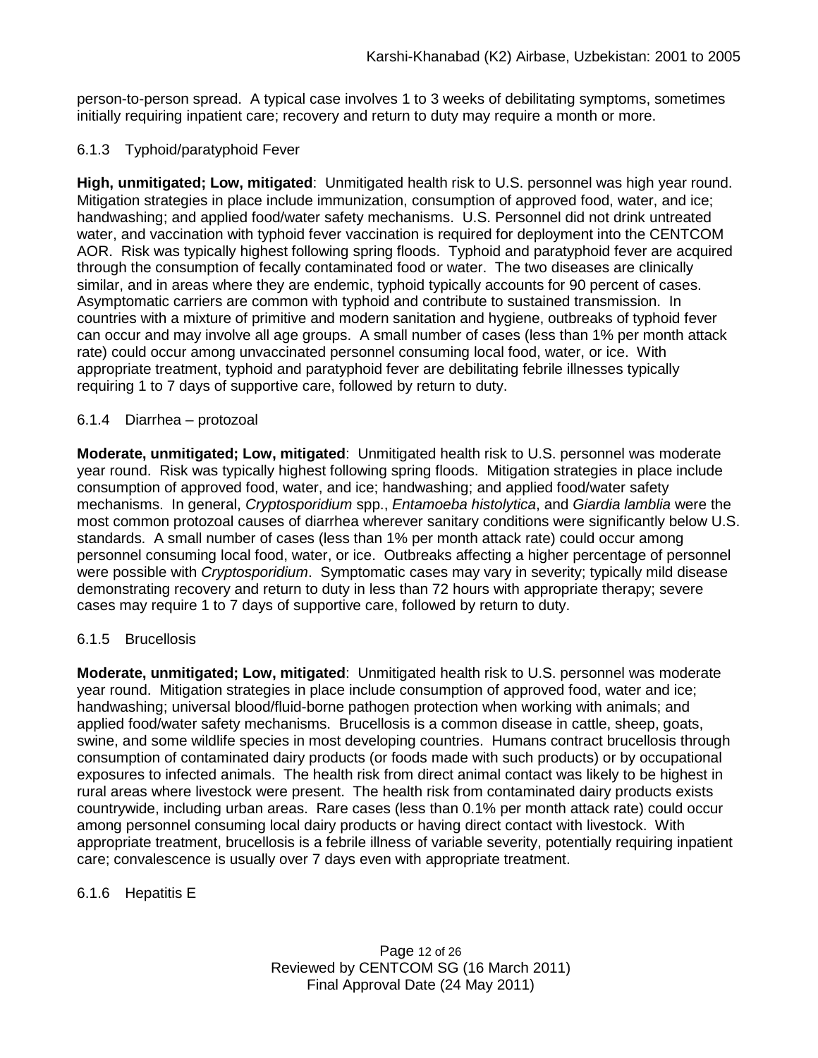person-to-person spread. A typical case involves 1 to 3 weeks of debilitating symptoms, sometimes initially requiring inpatient care; recovery and return to duty may require a month or more.

### 6.1.3 Typhoid/paratyphoid Fever

**High, unmitigated; Low, mitigated**: Unmitigated health risk to U.S. personnel was high year round. Mitigation strategies in place include immunization, consumption of approved food, water, and ice; handwashing; and applied food/water safety mechanisms. U.S. Personnel did not drink untreated water, and vaccination with typhoid fever vaccination is required for deployment into the CENTCOM AOR. Risk was typically highest following spring floods. Typhoid and paratyphoid fever are acquired through the consumption of fecally contaminated food or water. The two diseases are clinically similar, and in areas where they are endemic, typhoid typically accounts for 90 percent of cases. Asymptomatic carriers are common with typhoid and contribute to sustained transmission. In countries with a mixture of primitive and modern sanitation and hygiene, outbreaks of typhoid fever can occur and may involve all age groups. A small number of cases (less than 1% per month attack rate) could occur among unvaccinated personnel consuming local food, water, or ice. With appropriate treatment, typhoid and paratyphoid fever are debilitating febrile illnesses typically requiring 1 to 7 days of supportive care, followed by return to duty.

### 6.1.4 Diarrhea – protozoal

**Moderate, unmitigated; Low, mitigated**: Unmitigated health risk to U.S. personnel was moderate year round. Risk was typically highest following spring floods. Mitigation strategies in place include consumption of approved food, water, and ice; handwashing; and applied food/water safety mechanisms. In general, *Cryptosporidium* spp., *Entamoeba histolytica*, and *Giardia lamblia* were the most common protozoal causes of diarrhea wherever sanitary conditions were significantly below U.S. standards. A small number of cases (less than 1% per month attack rate) could occur among personnel consuming local food, water, or ice. Outbreaks affecting a higher percentage of personnel were possible with *Cryptosporidium*. Symptomatic cases may vary in severity; typically mild disease demonstrating recovery and return to duty in less than 72 hours with appropriate therapy; severe cases may require 1 to 7 days of supportive care, followed by return to duty.

### 6.1.5 Brucellosis

**Moderate, unmitigated; Low, mitigated**: Unmitigated health risk to U.S. personnel was moderate year round. Mitigation strategies in place include consumption of approved food, water and ice; handwashing; universal blood/fluid-borne pathogen protection when working with animals; and applied food/water safety mechanisms. Brucellosis is a common disease in cattle, sheep, goats, swine, and some wildlife species in most developing countries. Humans contract brucellosis through consumption of contaminated dairy products (or foods made with such products) or by occupational exposures to infected animals. The health risk from direct animal contact was likely to be highest in rural areas where livestock were present. The health risk from contaminated dairy products exists countrywide, including urban areas. Rare cases (less than 0.1% per month attack rate) could occur among personnel consuming local dairy products or having direct contact with livestock. With appropriate treatment, brucellosis is a febrile illness of variable severity, potentially requiring inpatient care; convalescence is usually over 7 days even with appropriate treatment.

### 6.1.6 Hepatitis E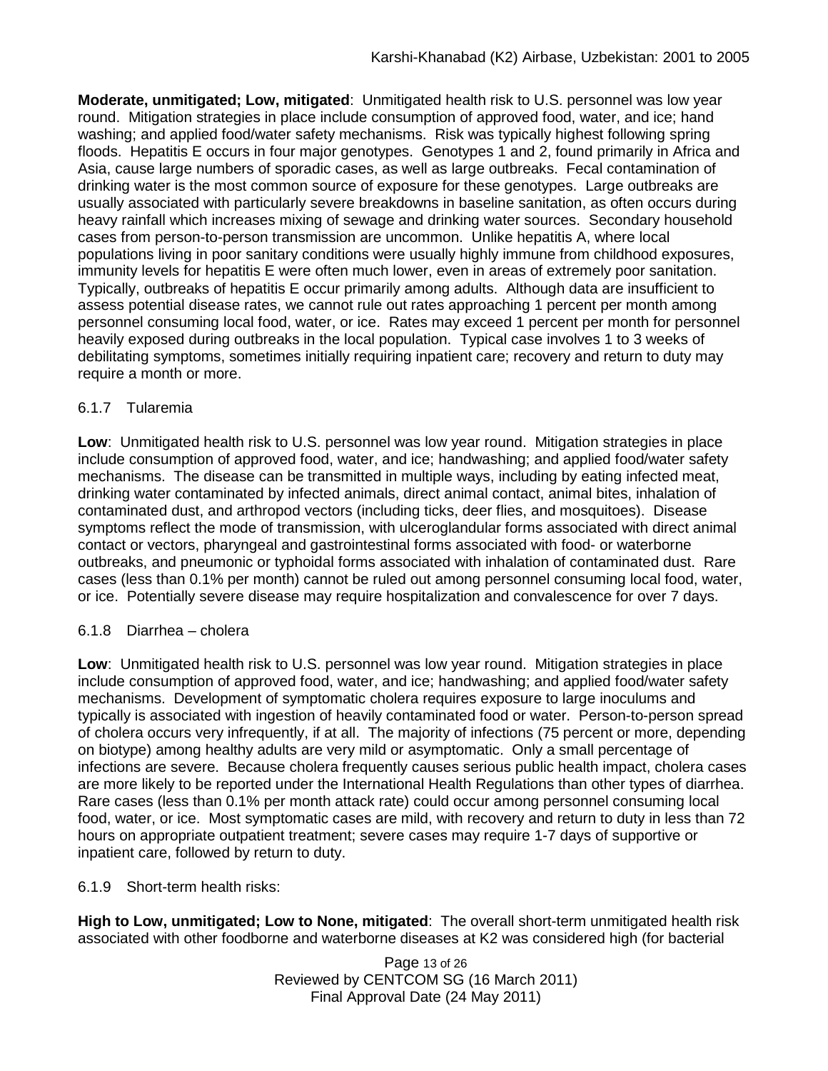**Moderate, unmitigated; Low, mitigated**: Unmitigated health risk to U.S. personnel was low year round. Mitigation strategies in place include consumption of approved food, water, and ice; hand washing; and applied food/water safety mechanisms. Risk was typically highest following spring floods. Hepatitis E occurs in four major genotypes. Genotypes 1 and 2, found primarily in Africa and Asia, cause large numbers of sporadic cases, as well as large outbreaks. Fecal contamination of drinking water is the most common source of exposure for these genotypes. Large outbreaks are usually associated with particularly severe breakdowns in baseline sanitation, as often occurs during heavy rainfall which increases mixing of sewage and drinking water sources. Secondary household cases from person-to-person transmission are uncommon. Unlike hepatitis A, where local populations living in poor sanitary conditions were usually highly immune from childhood exposures, immunity levels for hepatitis E were often much lower, even in areas of extremely poor sanitation. Typically, outbreaks of hepatitis E occur primarily among adults. Although data are insufficient to assess potential disease rates, we cannot rule out rates approaching 1 percent per month among personnel consuming local food, water, or ice. Rates may exceed 1 percent per month for personnel heavily exposed during outbreaks in the local population. Typical case involves 1 to 3 weeks of debilitating symptoms, sometimes initially requiring inpatient care; recovery and return to duty may require a month or more.

### 6.1.7 Tularemia

**Low**: Unmitigated health risk to U.S. personnel was low year round. Mitigation strategies in place include consumption of approved food, water, and ice; handwashing; and applied food/water safety mechanisms. The disease can be transmitted in multiple ways, including by eating infected meat, drinking water contaminated by infected animals, direct animal contact, animal bites, inhalation of contaminated dust, and arthropod vectors (including ticks, deer flies, and mosquitoes). Disease symptoms reflect the mode of transmission, with ulceroglandular forms associated with direct animal contact or vectors, pharyngeal and gastrointestinal forms associated with food- or waterborne outbreaks, and pneumonic or typhoidal forms associated with inhalation of contaminated dust. Rare cases (less than 0.1% per month) cannot be ruled out among personnel consuming local food, water, or ice. Potentially severe disease may require hospitalization and convalescence for over 7 days.

### 6.1.8 Diarrhea – cholera

**Low**: Unmitigated health risk to U.S. personnel was low year round. Mitigation strategies in place include consumption of approved food, water, and ice; handwashing; and applied food/water safety mechanisms. Development of symptomatic cholera requires exposure to large inoculums and typically is associated with ingestion of heavily contaminated food or water. Person-to-person spread of cholera occurs very infrequently, if at all. The majority of infections (75 percent or more, depending on biotype) among healthy adults are very mild or asymptomatic. Only a small percentage of infections are severe. Because cholera frequently causes serious public health impact, cholera cases are more likely to be reported under the International Health Regulations than other types of diarrhea. Rare cases (less than 0.1% per month attack rate) could occur among personnel consuming local food, water, or ice. Most symptomatic cases are mild, with recovery and return to duty in less than 72 hours on appropriate outpatient treatment; severe cases may require 1-7 days of supportive or inpatient care, followed by return to duty.

### 6.1.9 Short-term health risks:

**High to Low, unmitigated; Low to None, mitigated**: The overall short-term unmitigated health risk associated with other foodborne and waterborne diseases at K2 was considered high (for bacterial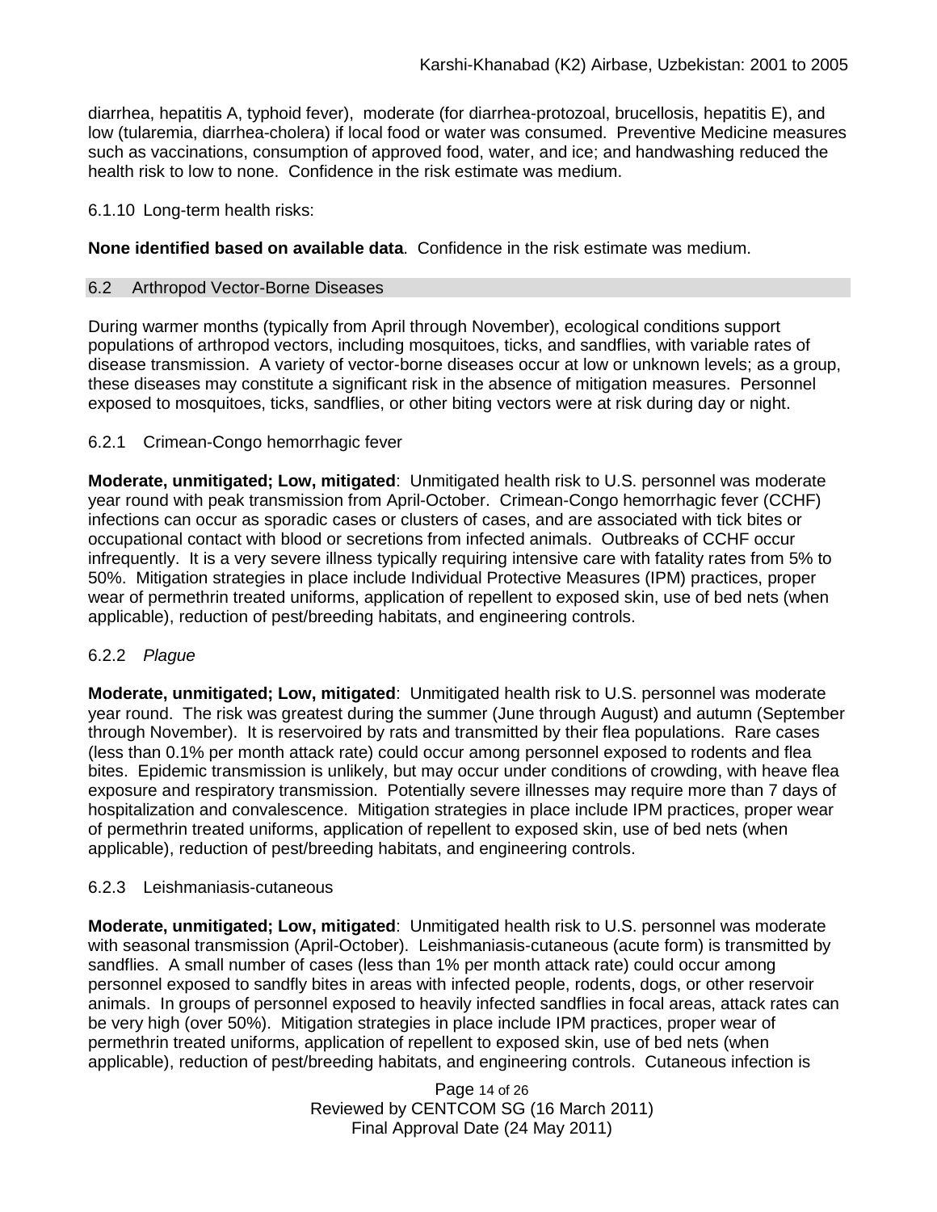diarrhea, hepatitis A, typhoid fever), moderate (for diarrhea-protozoal, brucellosis, hepatitis E), and low (tularemia, diarrhea-cholera) if local food or water was consumed. Preventive Medicine measures such as vaccinations, consumption of approved food, water, and ice; and handwashing reduced the health risk to low to none. Confidence in the risk estimate was medium.

6.1.10 Long-term health risks:

**None identified based on available data**. Confidence in the risk estimate was medium.

## 6.2 Arthropod Vector-Borne Diseases

During warmer months (typically from April through November), ecological conditions support populations of arthropod vectors, including mosquitoes, ticks, and sandflies, with variable rates of disease transmission. A variety of vector-borne diseases occur at low or unknown levels; as a group, these diseases may constitute a significant risk in the absence of mitigation measures. Personnel exposed to mosquitoes, ticks, sandflies, or other biting vectors were at risk during day or night.

### 6.2.1 Crimean-Congo hemorrhagic fever

**Moderate, unmitigated; Low, mitigated**: Unmitigated health risk to U.S. personnel was moderate year round with peak transmission from April-October. Crimean-Congo hemorrhagic fever (CCHF) infections can occur as sporadic cases or clusters of cases, and are associated with tick bites or occupational contact with blood or secretions from infected animals. Outbreaks of CCHF occur infrequently. It is a very severe illness typically requiring intensive care with fatality rates from 5% to 50%. Mitigation strategies in place include Individual Protective Measures (IPM) practices, proper wear of permethrin treated uniforms, application of repellent to exposed skin, use of bed nets (when applicable), reduction of pest/breeding habitats, and engineering controls.

### 6.2.2 *Plague*

**Moderate, unmitigated; Low, mitigated**: Unmitigated health risk to U.S. personnel was moderate year round. The risk was greatest during the summer (June through August) and autumn (September through November). It is reservoired by rats and transmitted by their flea populations. Rare cases (less than 0.1% per month attack rate) could occur among personnel exposed to rodents and flea bites. Epidemic transmission is unlikely, but may occur under conditions of crowding, with heave flea exposure and respiratory transmission. Potentially severe illnesses may require more than 7 days of hospitalization and convalescence. Mitigation strategies in place include IPM practices, proper wear of permethrin treated uniforms, application of repellent to exposed skin, use of bed nets (when applicable), reduction of pest/breeding habitats, and engineering controls.

### 6.2.3 Leishmaniasis-cutaneous

**Moderate, unmitigated; Low, mitigated**: Unmitigated health risk to U.S. personnel was moderate with seasonal transmission (April-October). Leishmaniasis-cutaneous (acute form) is transmitted by sandflies. A small number of cases (less than 1% per month attack rate) could occur among personnel exposed to sandfly bites in areas with infected people, rodents, dogs, or other reservoir animals. In groups of personnel exposed to heavily infected sandflies in focal areas, attack rates can be very high (over 50%). Mitigation strategies in place include IPM practices, proper wear of permethrin treated uniforms, application of repellent to exposed skin, use of bed nets (when applicable), reduction of pest/breeding habitats, and engineering controls. Cutaneous infection is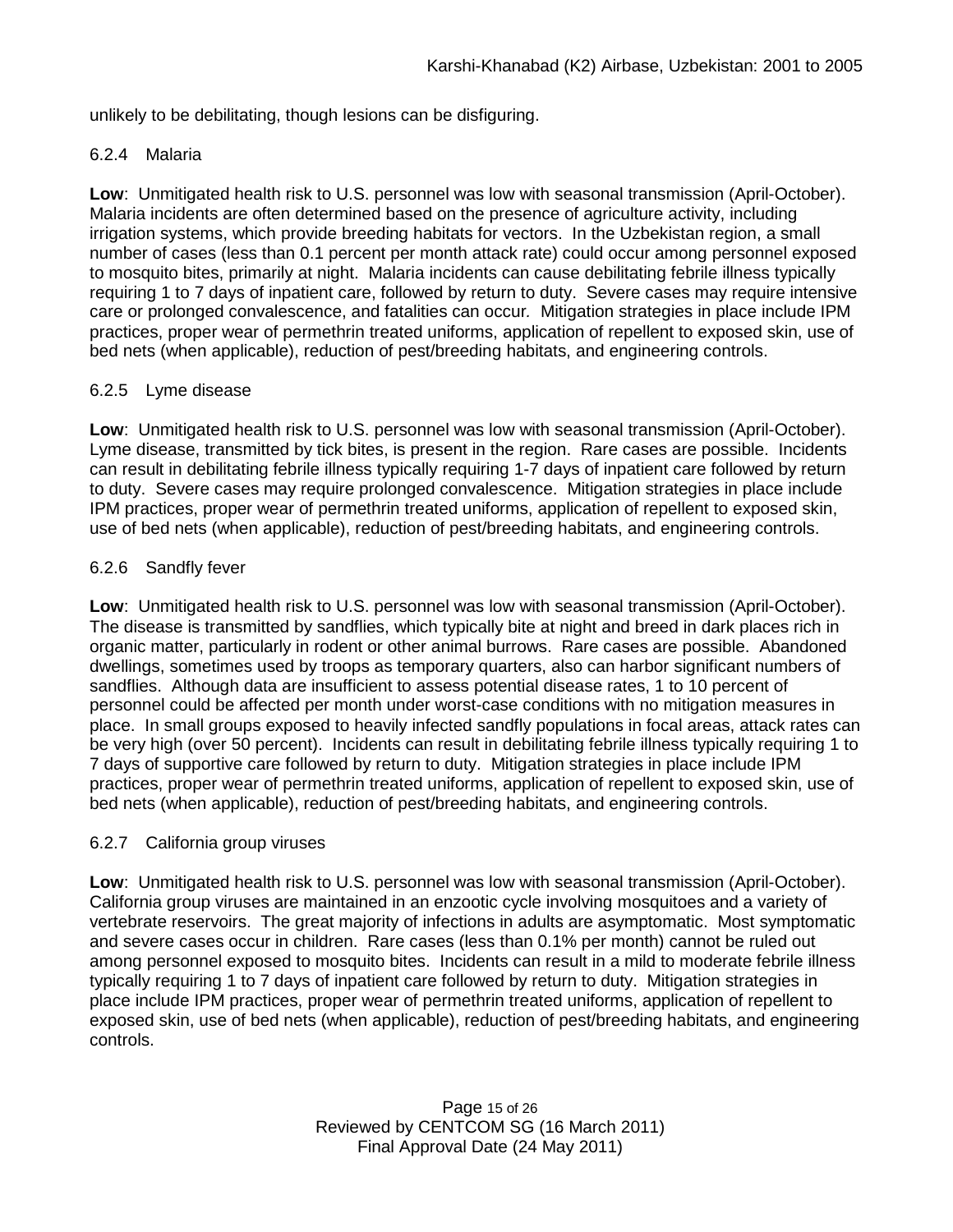unlikely to be debilitating, though lesions can be disfiguring.

#### 6.2.4 Malaria

**Low**: Unmitigated health risk to U.S. personnel was low with seasonal transmission (April-October). Malaria incidents are often determined based on the presence of agriculture activity, including irrigation systems, which provide breeding habitats for vectors. In the Uzbekistan region, a small number of cases (less than 0.1 percent per month attack rate) could occur among personnel exposed to mosquito bites, primarily at night. Malaria incidents can cause debilitating febrile illness typically requiring 1 to 7 days of inpatient care, followed by return to duty. Severe cases may require intensive care or prolonged convalescence, and fatalities can occur. Mitigation strategies in place include IPM practices, proper wear of permethrin treated uniforms, application of repellent to exposed skin, use of bed nets (when applicable), reduction of pest/breeding habitats, and engineering controls.

#### 6.2.5 Lyme disease

**Low**: Unmitigated health risk to U.S. personnel was low with seasonal transmission (April-October). Lyme disease, transmitted by tick bites, is present in the region. Rare cases are possible. Incidents can result in debilitating febrile illness typically requiring 1-7 days of inpatient care followed by return to duty. Severe cases may require prolonged convalescence. Mitigation strategies in place include IPM practices, proper wear of permethrin treated uniforms, application of repellent to exposed skin, use of bed nets (when applicable), reduction of pest/breeding habitats, and engineering controls.

#### 6.2.6 Sandfly fever

**Low**: Unmitigated health risk to U.S. personnel was low with seasonal transmission (April-October). The disease is transmitted by sandflies, which typically bite at night and breed in dark places rich in organic matter, particularly in rodent or other animal burrows. Rare cases are possible. Abandoned dwellings, sometimes used by troops as temporary quarters, also can harbor significant numbers of sandflies. Although data are insufficient to assess potential disease rates, 1 to 10 percent of personnel could be affected per month under worst-case conditions with no mitigation measures in place. In small groups exposed to heavily infected sandfly populations in focal areas, attack rates can be very high (over 50 percent). Incidents can result in debilitating febrile illness typically requiring 1 to 7 days of supportive care followed by return to duty. Mitigation strategies in place include IPM practices, proper wear of permethrin treated uniforms, application of repellent to exposed skin, use of bed nets (when applicable), reduction of pest/breeding habitats, and engineering controls.

#### 6.2.7 California group viruses

**Low**: Unmitigated health risk to U.S. personnel was low with seasonal transmission (April-October). California group viruses are maintained in an enzootic cycle involving mosquitoes and a variety of vertebrate reservoirs. The great majority of infections in adults are asymptomatic. Most symptomatic and severe cases occur in children. Rare cases (less than 0.1% per month) cannot be ruled out among personnel exposed to mosquito bites. Incidents can result in a mild to moderate febrile illness typically requiring 1 to 7 days of inpatient care followed by return to duty. Mitigation strategies in place include IPM practices, proper wear of permethrin treated uniforms, application of repellent to exposed skin, use of bed nets (when applicable), reduction of pest/breeding habitats, and engineering controls.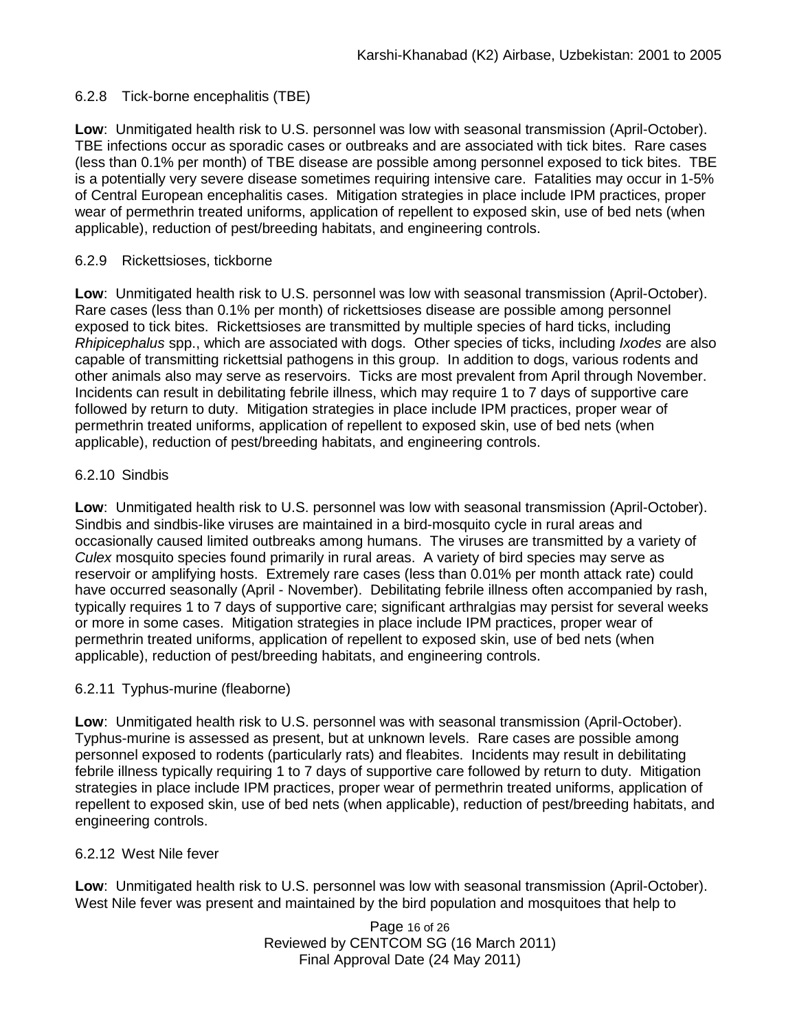#### 6.2.8 Tick-borne encephalitis (TBE)

**Low**: Unmitigated health risk to U.S. personnel was low with seasonal transmission (April-October). TBE infections occur as sporadic cases or outbreaks and are associated with tick bites. Rare cases (less than 0.1% per month) of TBE disease are possible among personnel exposed to tick bites. TBE is a potentially very severe disease sometimes requiring intensive care. Fatalities may occur in 1-5% of Central European encephalitis cases. Mitigation strategies in place include IPM practices, proper wear of permethrin treated uniforms, application of repellent to exposed skin, use of bed nets (when applicable), reduction of pest/breeding habitats, and engineering controls.

#### 6.2.9 Rickettsioses, tickborne

**Low**: Unmitigated health risk to U.S. personnel was low with seasonal transmission (April-October). Rare cases (less than 0.1% per month) of rickettsioses disease are possible among personnel exposed to tick bites. Rickettsioses are transmitted by multiple species of hard ticks, including *Rhipicephalus* spp., which are associated with dogs. Other species of ticks, including *Ixodes* are also capable of transmitting rickettsial pathogens in this group. In addition to dogs, various rodents and other animals also may serve as reservoirs. Ticks are most prevalent from April through November. Incidents can result in debilitating febrile illness, which may require 1 to 7 days of supportive care followed by return to duty. Mitigation strategies in place include IPM practices, proper wear of permethrin treated uniforms, application of repellent to exposed skin, use of bed nets (when applicable), reduction of pest/breeding habitats, and engineering controls.

#### 6.2.10 Sindbis

**Low**: Unmitigated health risk to U.S. personnel was low with seasonal transmission (April-October). Sindbis and sindbis-like viruses are maintained in a bird-mosquito cycle in rural areas and occasionally caused limited outbreaks among humans. The viruses are transmitted by a variety of *Culex* mosquito species found primarily in rural areas. A variety of bird species may serve as reservoir or amplifying hosts. Extremely rare cases (less than 0.01% per month attack rate) could have occurred seasonally (April - November). Debilitating febrile illness often accompanied by rash, typically requires 1 to 7 days of supportive care; significant arthralgias may persist for several weeks or more in some cases. Mitigation strategies in place include IPM practices, proper wear of permethrin treated uniforms, application of repellent to exposed skin, use of bed nets (when applicable), reduction of pest/breeding habitats, and engineering controls.

#### 6.2.11 Typhus-murine (fleaborne)

**Low**: Unmitigated health risk to U.S. personnel was with seasonal transmission (April-October). Typhus-murine is assessed as present, but at unknown levels. Rare cases are possible among personnel exposed to rodents (particularly rats) and fleabites. Incidents may result in debilitating febrile illness typically requiring 1 to 7 days of supportive care followed by return to duty. Mitigation strategies in place include IPM practices, proper wear of permethrin treated uniforms, application of repellent to exposed skin, use of bed nets (when applicable), reduction of pest/breeding habitats, and engineering controls.

#### 6.2.12 West Nile fever

**Low**: Unmitigated health risk to U.S. personnel was low with seasonal transmission (April-October). West Nile fever was present and maintained by the bird population and mosquitoes that help to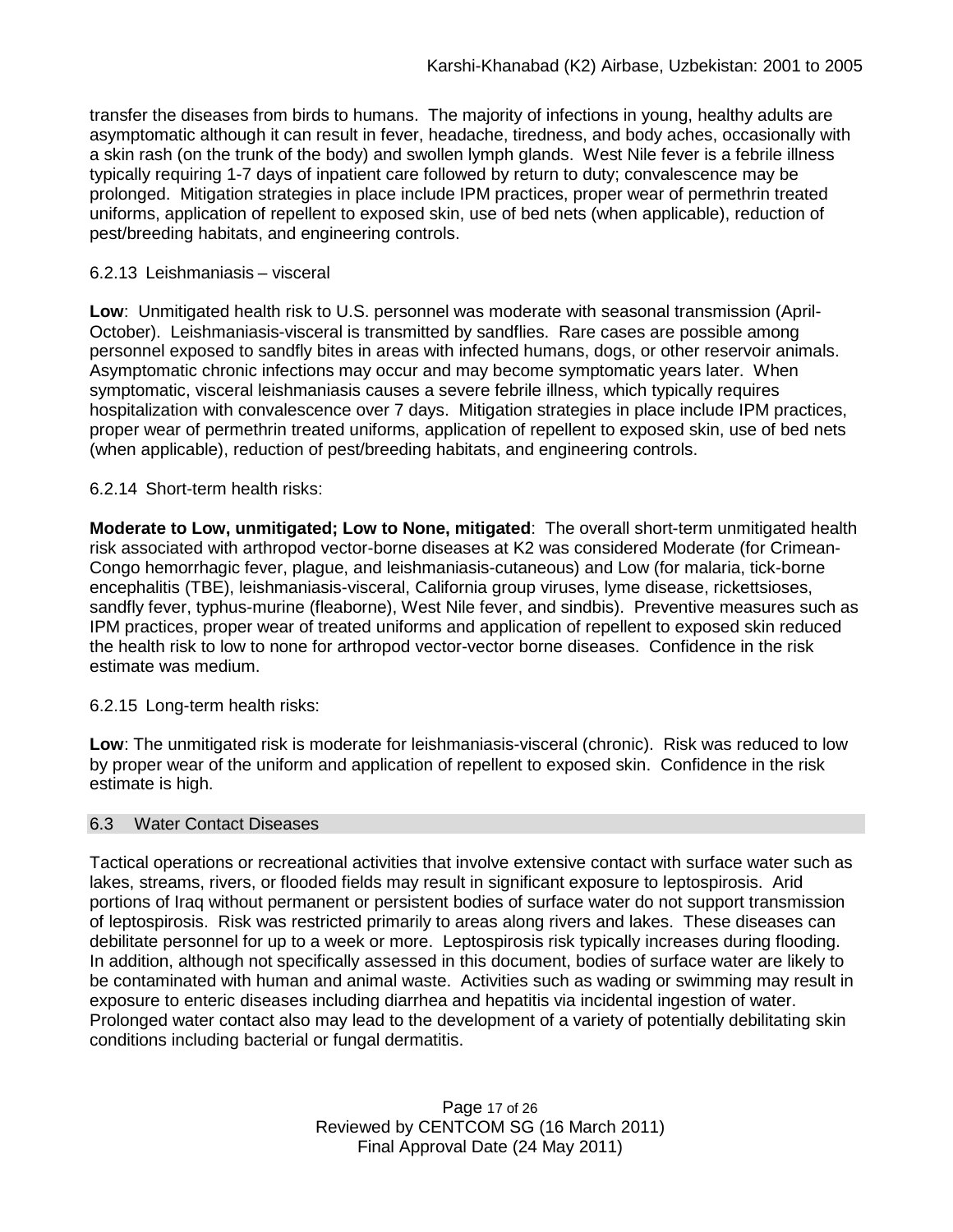transfer the diseases from birds to humans. The majority of infections in young, healthy adults are asymptomatic although it can result in fever, headache, tiredness, and body aches, occasionally with a skin rash (on the trunk of the body) and swollen lymph glands. West Nile fever is a febrile illness typically requiring 1-7 days of inpatient care followed by return to duty; convalescence may be prolonged. Mitigation strategies in place include IPM practices, proper wear of permethrin treated uniforms, application of repellent to exposed skin, use of bed nets (when applicable), reduction of pest/breeding habitats, and engineering controls.

6.2.13 Leishmaniasis – visceral

**Low**: Unmitigated health risk to U.S. personnel was moderate with seasonal transmission (April-October). Leishmaniasis-visceral is transmitted by sandflies. Rare cases are possible among personnel exposed to sandfly bites in areas with infected humans, dogs, or other reservoir animals. Asymptomatic chronic infections may occur and may become symptomatic years later. When symptomatic, visceral leishmaniasis causes a severe febrile illness, which typically requires hospitalization with convalescence over 7 days. Mitigation strategies in place include IPM practices, proper wear of permethrin treated uniforms, application of repellent to exposed skin, use of bed nets (when applicable), reduction of pest/breeding habitats, and engineering controls.

6.2.14 Short-term health risks:

**Moderate to Low, unmitigated; Low to None, mitigated**: The overall short-term unmitigated health risk associated with arthropod vector-borne diseases at K2 was considered Moderate (for Crimean-Congo hemorrhagic fever, plague, and leishmaniasis-cutaneous) and Low (for malaria, tick-borne encephalitis (TBE), leishmaniasis-visceral, California group viruses, lyme disease, rickettsioses, sandfly fever, typhus-murine (fleaborne), West Nile fever, and sindbis). Preventive measures such as IPM practices, proper wear of treated uniforms and application of repellent to exposed skin reduced the health risk to low to none for arthropod vector-vector borne diseases. Confidence in the risk estimate was medium.

6.2.15 Long-term health risks:

**Low**: The unmitigated risk is moderate for leishmaniasis-visceral (chronic). Risk was reduced to low by proper wear of the uniform and application of repellent to exposed skin. Confidence in the risk estimate is high.

## 6.3 Water Contact Diseases

Tactical operations or recreational activities that involve extensive contact with surface water such as lakes, streams, rivers, or flooded fields may result in significant exposure to leptospirosis. Arid portions of Iraq without permanent or persistent bodies of surface water do not support transmission of leptospirosis. Risk was restricted primarily to areas along rivers and lakes. These diseases can debilitate personnel for up to a week or more. Leptospirosis risk typically increases during flooding. In addition, although not specifically assessed in this document, bodies of surface water are likely to be contaminated with human and animal waste. Activities such as wading or swimming may result in exposure to enteric diseases including diarrhea and hepatitis via incidental ingestion of water. Prolonged water contact also may lead to the development of a variety of potentially debilitating skin conditions including bacterial or fungal dermatitis.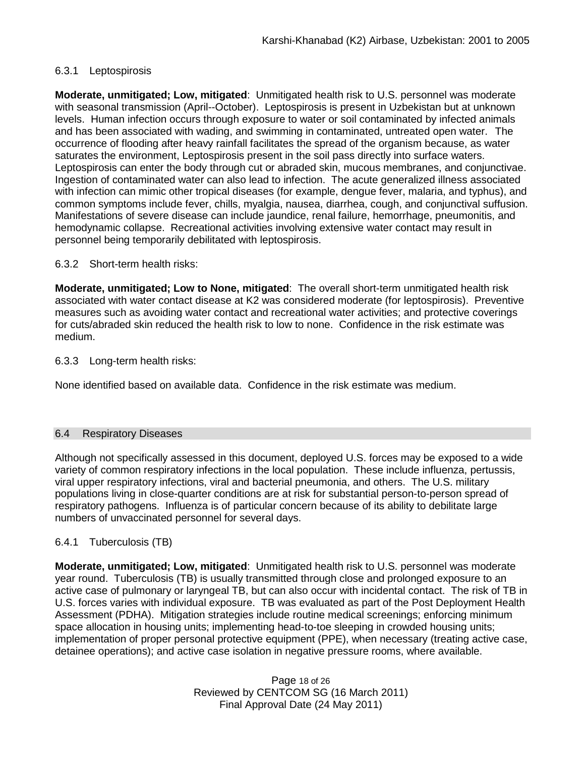### 6.3.1 Leptospirosis

**Moderate, unmitigated; Low, mitigated**: Unmitigated health risk to U.S. personnel was moderate with seasonal transmission (April--October). Leptospirosis is present in Uzbekistan but at unknown levels. Human infection occurs through exposure to water or soil contaminated by infected animals and has been associated with wading, and swimming in contaminated, untreated open water. The occurrence of flooding after heavy rainfall facilitates the spread of the organism because, as water saturates the environment, Leptospirosis present in the soil pass directly into surface waters. Leptospirosis can enter the body through cut or abraded skin, mucous membranes, and conjunctivae. Ingestion of contaminated water can also lead to infection. The acute generalized illness associated with infection can mimic other tropical diseases (for example, dengue fever, malaria, and typhus), and common symptoms include fever, chills, myalgia, nausea, diarrhea, cough, and conjunctival suffusion. Manifestations of severe disease can include jaundice, renal failure, hemorrhage, pneumonitis, and hemodynamic collapse. Recreational activities involving extensive water contact may result in personnel being temporarily debilitated with leptospirosis.

### 6.3.2 Short-term health risks:

**Moderate, unmitigated; Low to None, mitigated**: The overall short-term unmitigated health risk associated with water contact disease at K2 was considered moderate (for leptospirosis). Preventive measures such as avoiding water contact and recreational water activities; and protective coverings for cuts/abraded skin reduced the health risk to low to none. Confidence in the risk estimate was medium.

### 6.3.3 Long-term health risks:

None identified based on available data. Confidence in the risk estimate was medium.

## 6.4 Respiratory Diseases

Although not specifically assessed in this document, deployed U.S. forces may be exposed to a wide variety of common respiratory infections in the local population. These include influenza, pertussis, viral upper respiratory infections, viral and bacterial pneumonia, and others. The U.S. military populations living in close-quarter conditions are at risk for substantial person-to-person spread of respiratory pathogens. Influenza is of particular concern because of its ability to debilitate large numbers of unvaccinated personnel for several days.

### 6.4.1 Tuberculosis (TB)

**Moderate, unmitigated; Low, mitigated**: Unmitigated health risk to U.S. personnel was moderate year round. Tuberculosis (TB) is usually transmitted through close and prolonged exposure to an active case of pulmonary or laryngeal TB, but can also occur with incidental contact. The risk of TB in U.S. forces varies with individual exposure. TB was evaluated as part of the Post Deployment Health Assessment (PDHA). Mitigation strategies include routine medical screenings; enforcing minimum space allocation in housing units; implementing head-to-toe sleeping in crowded housing units; implementation of proper personal protective equipment (PPE), when necessary (treating active case, detainee operations); and active case isolation in negative pressure rooms, where available.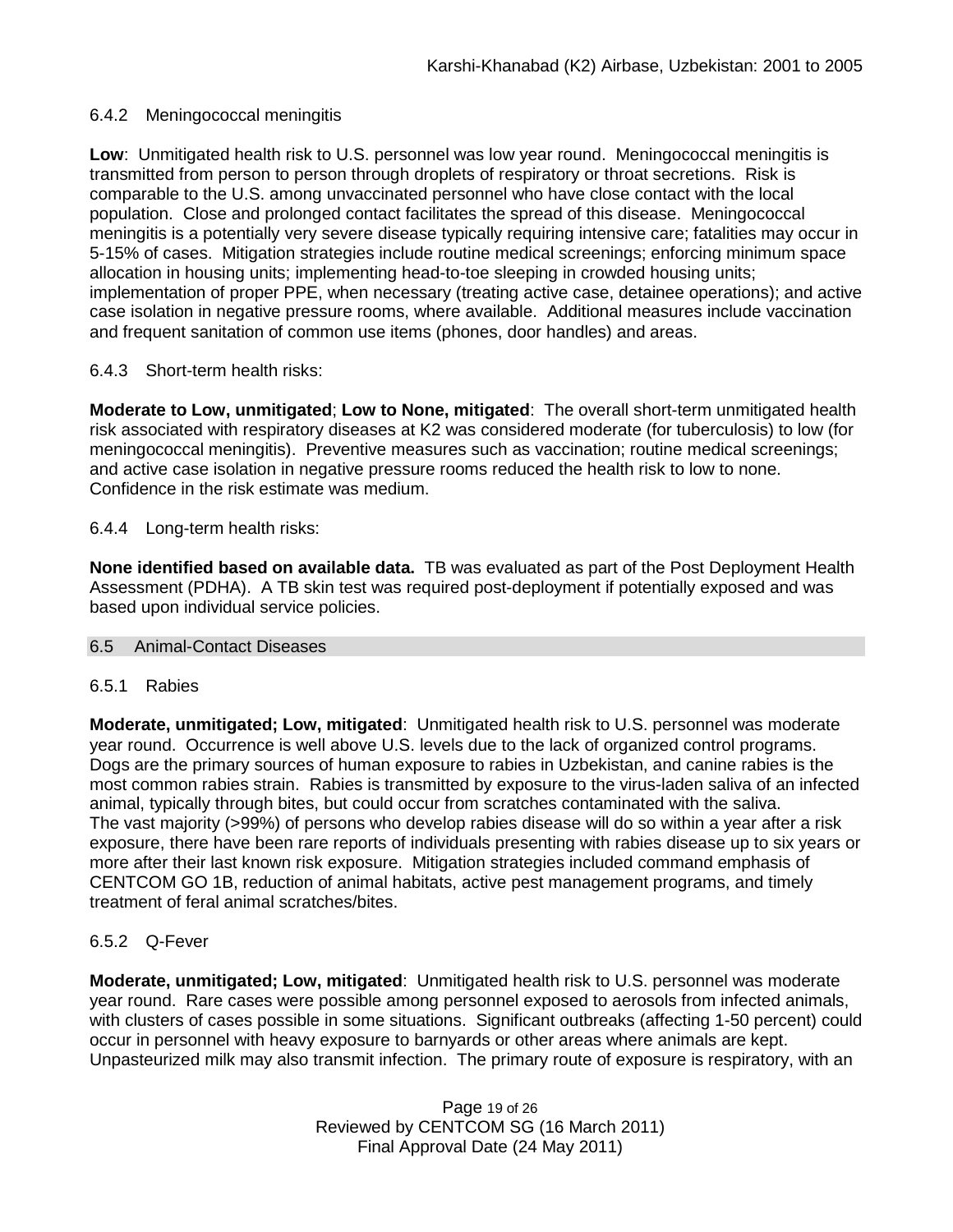### 6.4.2 Meningococcal meningitis

**Low**: Unmitigated health risk to U.S. personnel was low year round. Meningococcal meningitis is transmitted from person to person through droplets of respiratory or throat secretions. Risk is comparable to the U.S. among unvaccinated personnel who have close contact with the local population. Close and prolonged contact facilitates the spread of this disease. Meningococcal meningitis is a potentially very severe disease typically requiring intensive care; fatalities may occur in 5-15% of cases. Mitigation strategies include routine medical screenings; enforcing minimum space allocation in housing units; implementing head-to-toe sleeping in crowded housing units; implementation of proper PPE, when necessary (treating active case, detainee operations); and active case isolation in negative pressure rooms, where available. Additional measures include vaccination and frequent sanitation of common use items (phones, door handles) and areas.

### 6.4.3 Short-term health risks:

**Moderate to Low, unmitigated**; **Low to None, mitigated**: The overall short-term unmitigated health risk associated with respiratory diseases at K2 was considered moderate (for tuberculosis) to low (for meningococcal meningitis). Preventive measures such as vaccination; routine medical screenings; and active case isolation in negative pressure rooms reduced the health risk to low to none. Confidence in the risk estimate was medium.

### 6.4.4 Long-term health risks:

**None identified based on available data.** TB was evaluated as part of the Post Deployment Health Assessment (PDHA). A TB skin test was required post-deployment if potentially exposed and was based upon individual service policies.

## 6.5 Animal-Contact Diseases

### 6.5.1 Rabies

**Moderate, unmitigated; Low, mitigated**: Unmitigated health risk to U.S. personnel was moderate year round. Occurrence is well above U.S. levels due to the lack of organized control programs. Dogs are the primary sources of human exposure to rabies in Uzbekistan, and canine rabies is the most common rabies strain. Rabies is transmitted by exposure to the virus-laden saliva of an infected animal, typically through bites, but could occur from scratches contaminated with the saliva. The vast majority (>99%) of persons who develop rabies disease will do so within a year after a risk exposure, there have been rare reports of individuals presenting with rabies disease up to six years or more after their last known risk exposure. Mitigation strategies included command emphasis of CENTCOM GO 1B, reduction of animal habitats, active pest management programs, and timely treatment of feral animal scratches/bites.

### 6.5.2 Q-Fever

**Moderate, unmitigated; Low, mitigated**: Unmitigated health risk to U.S. personnel was moderate year round. Rare cases were possible among personnel exposed to aerosols from infected animals, with clusters of cases possible in some situations. Significant outbreaks (affecting 1-50 percent) could occur in personnel with heavy exposure to barnyards or other areas where animals are kept. Unpasteurized milk may also transmit infection. The primary route of exposure is respiratory, with an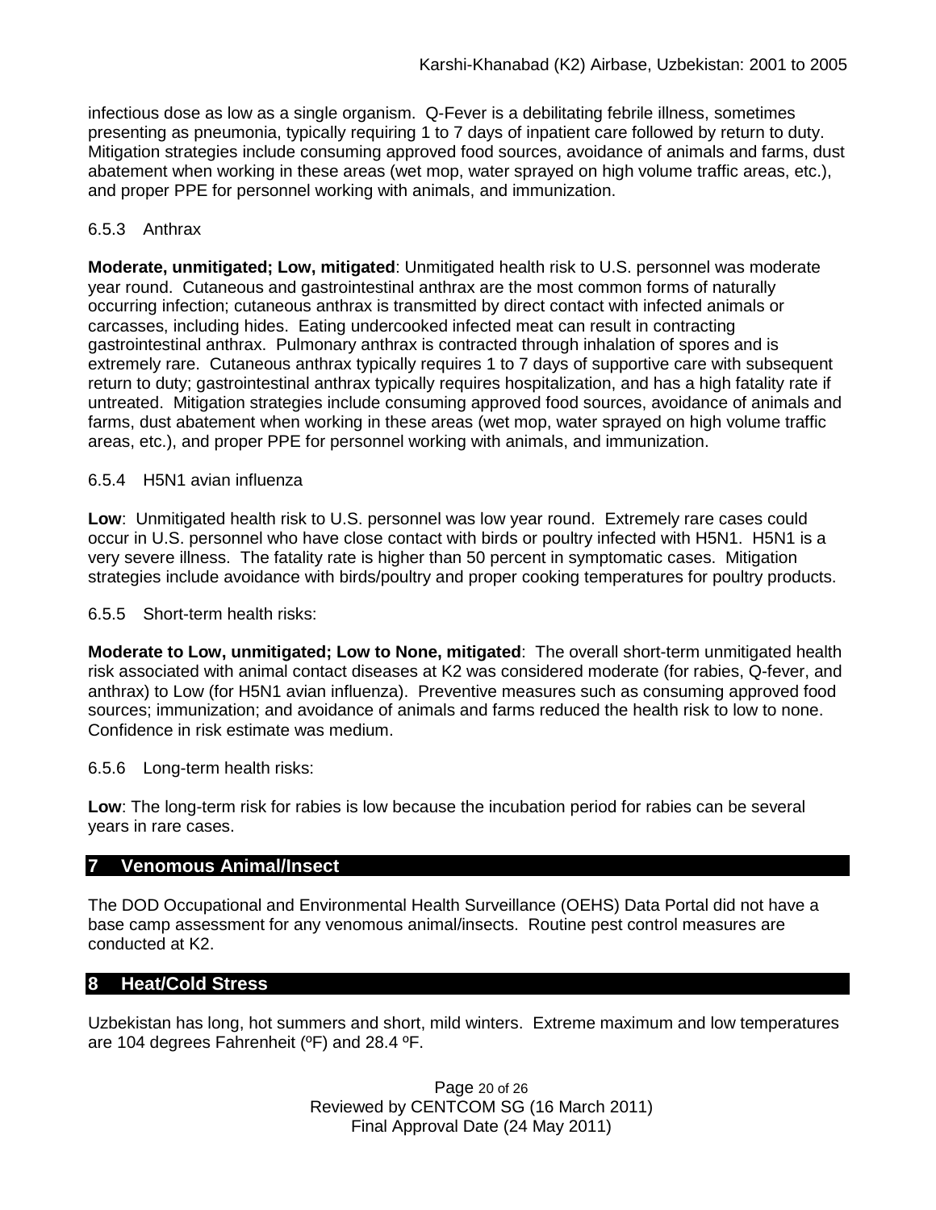infectious dose as low as a single organism. Q-Fever is a debilitating febrile illness, sometimes presenting as pneumonia, typically requiring 1 to 7 days of inpatient care followed by return to duty. Mitigation strategies include consuming approved food sources, avoidance of animals and farms, dust abatement when working in these areas (wet mop, water sprayed on high volume traffic areas, etc.), and proper PPE for personnel working with animals, and immunization.

### 6.5.3 Anthrax

**Moderate, unmitigated; Low, mitigated**: Unmitigated health risk to U.S. personnel was moderate year round. Cutaneous and gastrointestinal anthrax are the most common forms of naturally occurring infection; cutaneous anthrax is transmitted by direct contact with infected animals or carcasses, including hides. Eating undercooked infected meat can result in contracting gastrointestinal anthrax. Pulmonary anthrax is contracted through inhalation of spores and is extremely rare. Cutaneous anthrax typically requires 1 to 7 days of supportive care with subsequent return to duty; gastrointestinal anthrax typically requires hospitalization, and has a high fatality rate if untreated. Mitigation strategies include consuming approved food sources, avoidance of animals and farms, dust abatement when working in these areas (wet mop, water sprayed on high volume traffic areas, etc.), and proper PPE for personnel working with animals, and immunization.

### 6.5.4 H5N1 avian influenza

**Low**: Unmitigated health risk to U.S. personnel was low year round. Extremely rare cases could occur in U.S. personnel who have close contact with birds or poultry infected with H5N1. H5N1 is a very severe illness. The fatality rate is higher than 50 percent in symptomatic cases. Mitigation strategies include avoidance with birds/poultry and proper cooking temperatures for poultry products.

### 6.5.5 Short-term health risks:

**Moderate to Low, unmitigated; Low to None, mitigated**: The overall short-term unmitigated health risk associated with animal contact diseases at K2 was considered moderate (for rabies, Q-fever, and anthrax) to Low (for H5N1 avian influenza). Preventive measures such as consuming approved food sources; immunization; and avoidance of animals and farms reduced the health risk to low to none. Confidence in risk estimate was medium.

### 6.5.6 Long-term health risks:

**Low**: The long-term risk for rabies is low because the incubation period for rabies can be several years in rare cases.

## 7 Venomous Animal/Insect

The DOD Occupational and Environmental Health Surveillance (OEHS) Data Portal did not have a base camp assessment for any venomous animal/insects. Routine pest control measures are conducted at K2.

## 8 Heat/Cold Stress

Uzbekistan has long, hot summers and short, mild winters. Extreme maximum and low temperatures are 104 degrees Fahrenheit (ºF) and 28.4 ºF.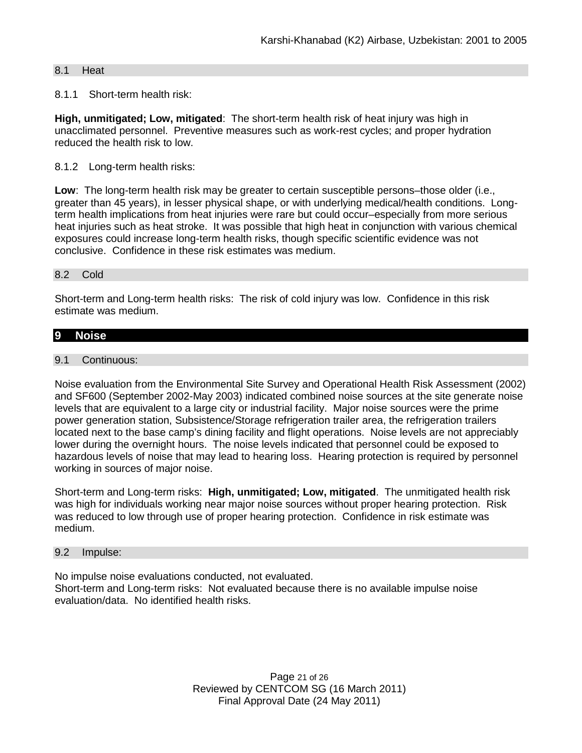### 8.1 Heat

#### 8.1.1 Short-term health risk:

**High, unmitigated; Low, mitigated**: The short-term health risk of heat injury was high in unacclimated personnel. Preventive measures such as work-rest cycles; and proper hydration reduced the health risk to low.

#### 8.1.2 Long-term health risks:

**Low**: The long-term health risk may be greater to certain susceptible persons–those older (i.e., greater than 45 years), in lesser physical shape, or with underlying medical/health conditions. Long-term health implications from heat injuries were rare but could occur–especially from more serious heat injuries such as heat stroke. It was possible that high heat in conjunction with various chemical exposures could increase long-term health risks, though specific scientific evidence was not conclusive. Confidence in these risk estimates was medium.

### 8.2 Cold

Short-term and Long-term health risks: The risk of cold injury was low. Confidence in this risk estimate was medium.

## 9 Noise

### 9.1 Continuous:

Noise evaluation from the Environmental Site Survey and Operational Health Risk Assessment (2002) and SF600 (September 2002-May 2003) indicated combined noise sources at the site generate noise levels that are equivalent to a large city or industrial facility. Major noise sources were the prime power generation station, Subsistence/Storage refrigeration trailer area, the refrigeration trailers located next to the base camp's dining facility and flight operations. Noise levels are not appreciably lower during the overnight hours. The noise levels indicated that personnel could be exposed to hazardous levels of noise that may lead to hearing loss. Hearing protection is required by personnel working in sources of major noise.

Short-term and Long-term risks: **High, unmitigated; Low, mitigated**. The unmitigated health risk was high for individuals working near major noise sources without proper hearing protection. Risk was reduced to low through use of proper hearing protection. Confidence in risk estimate was medium.

### 9.2 Impulse:

No impulse noise evaluations conducted, not evaluated.
Short-term and Long-term risks: Not evaluated because there is no available impulse noise evaluation/data. No identified health risks.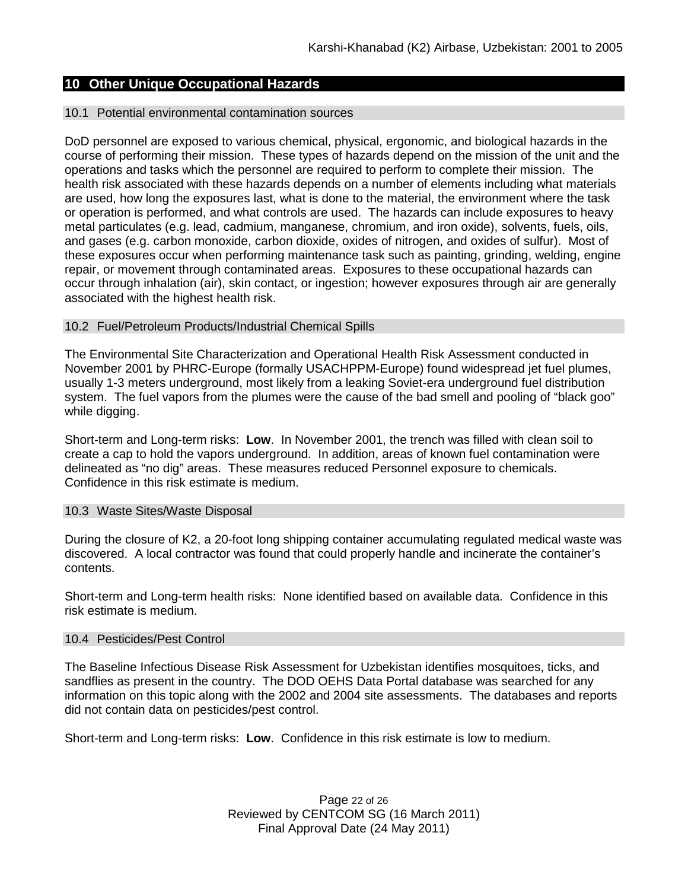## 10 Other Unique Occupational Hazards

### 10.1 Potential environmental contamination sources

DoD personnel are exposed to various chemical, physical, ergonomic, and biological hazards in the course of performing their mission. These types of hazards depend on the mission of the unit and the operations and tasks which the personnel are required to perform to complete their mission. The health risk associated with these hazards depends on a number of elements including what materials are used, how long the exposures last, what is done to the material, the environment where the task or operation is performed, and what controls are used. The hazards can include exposures to heavy metal particulates (e.g. lead, cadmium, manganese, chromium, and iron oxide), solvents, fuels, oils, and gases (e.g. carbon monoxide, carbon dioxide, oxides of nitrogen, and oxides of sulfur). Most of these exposures occur when performing maintenance task such as painting, grinding, welding, engine repair, or movement through contaminated areas. Exposures to these occupational hazards can occur through inhalation (air), skin contact, or ingestion; however exposures through air are generally associated with the highest health risk.

### 10.2 Fuel/Petroleum Products/Industrial Chemical Spills

The Environmental Site Characterization and Operational Health Risk Assessment conducted in November 2001 by PHRC-Europe (formally USACHPPM-Europe) found widespread jet fuel plumes, usually 1-3 meters underground, most likely from a leaking Soviet-era underground fuel distribution system. The fuel vapors from the plumes were the cause of the bad smell and pooling of "black goo" while digging.

Short-term and Long-term risks: **Low**. In November 2001, the trench was filled with clean soil to create a cap to hold the vapors underground. In addition, areas of known fuel contamination were delineated as "no dig" areas. These measures reduced Personnel exposure to chemicals. Confidence in this risk estimate is medium.

### 10.3 Waste Sites/Waste Disposal

During the closure of K2, a 20-foot long shipping container accumulating regulated medical waste was discovered. A local contractor was found that could properly handle and incinerate the container's contents.

Short-term and Long-term health risks: None identified based on available data. Confidence in this risk estimate is medium.

### 10.4 Pesticides/Pest Control

The Baseline Infectious Disease Risk Assessment for Uzbekistan identifies mosquitoes, ticks, and sandflies as present in the country. The DOD OEHS Data Portal database was searched for any information on this topic along with the 2002 and 2004 site assessments. The databases and reports did not contain data on pesticides/pest control.

Short-term and Long-term risks: **Low**. Confidence in this risk estimate is low to medium.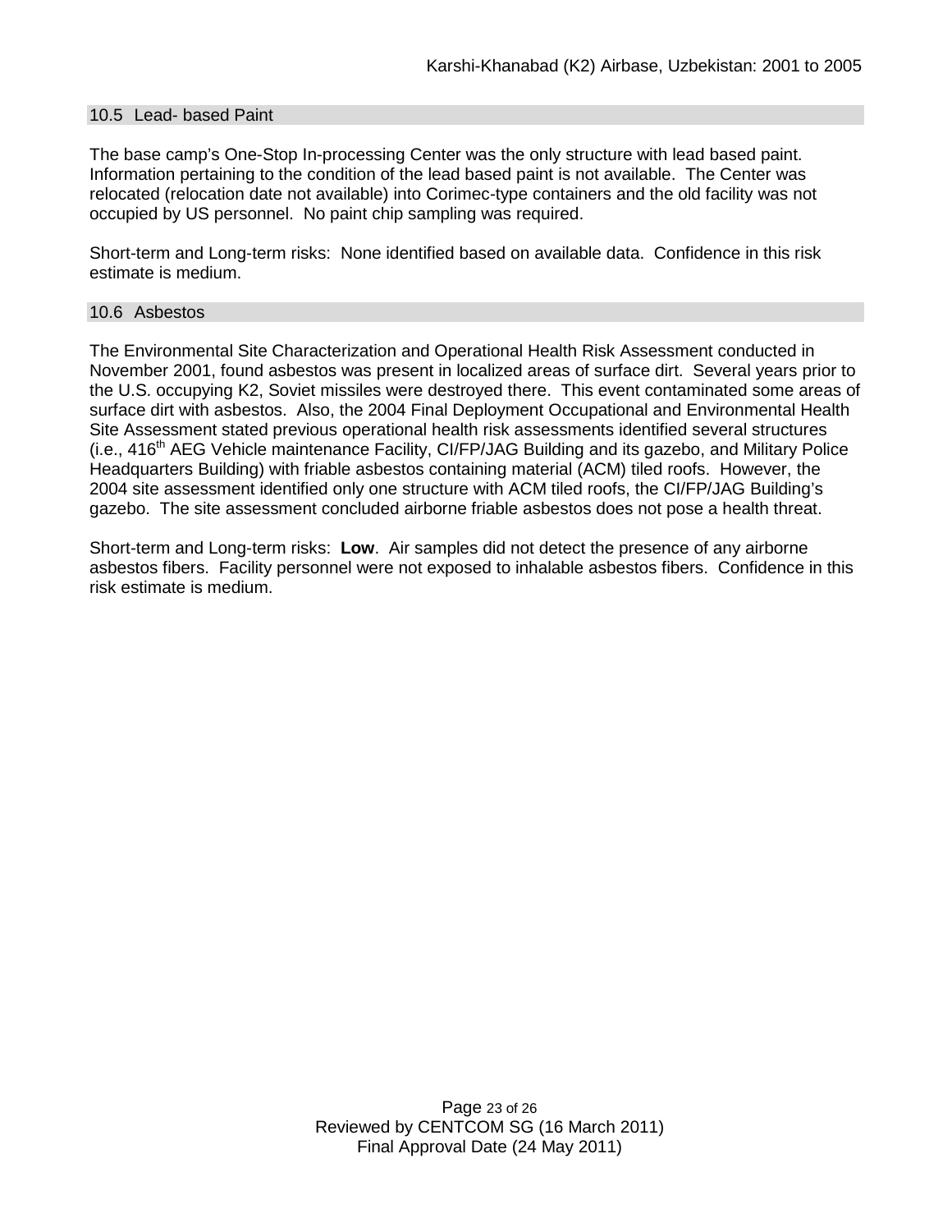## 10.5 Lead- based Paint

The base camp's One-Stop In-processing Center was the only structure with lead based paint. Information pertaining to the condition of the lead based paint is not available. The Center was relocated (relocation date not available) into Corimec-type containers and the old facility was not occupied by US personnel. No paint chip sampling was required.

Short-term and Long-term risks: None identified based on available data. Confidence in this risk estimate is medium.

## 10.6 Asbestos

The Environmental Site Characterization and Operational Health Risk Assessment conducted in November 2001, found asbestos was present in localized areas of surface dirt. Several years prior to the U.S. occupying K2, Soviet missiles were destroyed there. This event contaminated some areas of surface dirt with asbestos. Also, the 2004 Final Deployment Occupational and Environmental Health Site Assessment stated previous operational health risk assessments identified several structures (i.e., 416th AEG Vehicle maintenance Facility, CI/FP/JAG Building and its gazebo, and Military Police Headquarters Building) with friable asbestos containing material (ACM) tiled roofs. However, the 2004 site assessment identified only one structure with ACM tiled roofs, the CI/FP/JAG Building's gazebo. The site assessment concluded airborne friable asbestos does not pose a health threat.

Short-term and Long-term risks: **Low**. Air samples did not detect the presence of any airborne asbestos fibers. Facility personnel were not exposed to inhalable asbestos fibers. Confidence in this risk estimate is medium.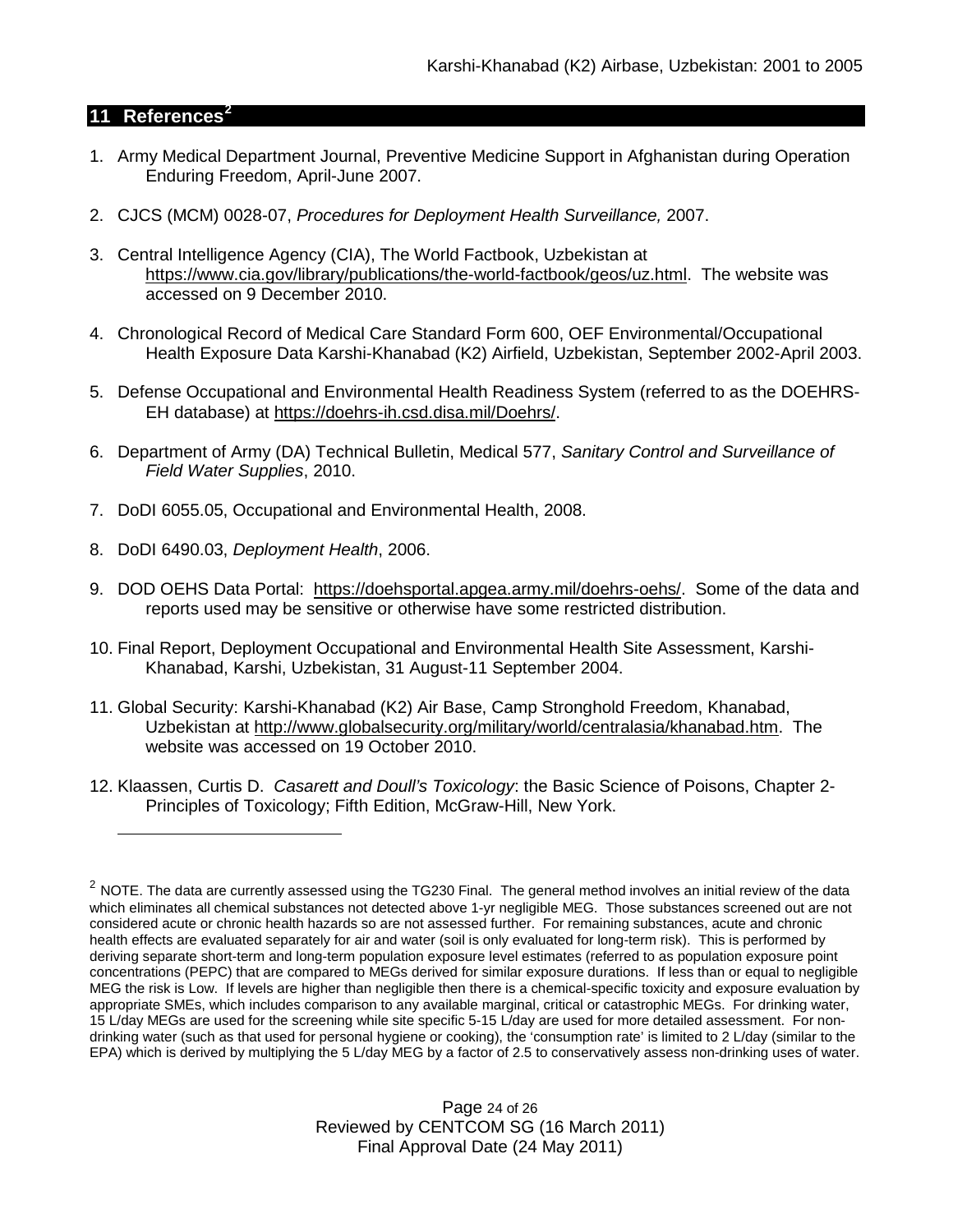## 11 References[2]

1. Army Medical Department Journal, Preventive Medicine Support in Afghanistan during Operation Enduring Freedom, April-June 2007.

2. CJCS (MCM) 0028-07, *Procedures for Deployment Health Surveillance,* 2007.

3. Central Intelligence Agency (CIA), The World Factbook, Uzbekistan at https://www.cia.gov/library/publications/the-world-factbook/geos/uz.html. The website was accessed on 9 December 2010.

4. Chronological Record of Medical Care Standard Form 600, OEF Environmental/Occupational Health Exposure Data Karshi-Khanabad (K2) Airfield, Uzbekistan, September 2002-April 2003.

5. Defense Occupational and Environmental Health Readiness System (referred to as the DOEHRS-EH database) at https://doehrs-ih.csd.disa.mil/Doehrs/.

6. Department of Army (DA) Technical Bulletin, Medical 577, *Sanitary Control and Surveillance of Field Water Supplies*, 2010.

7. DoDI 6055.05, Occupational and Environmental Health, 2008.

8. DoDI 6490.03, *Deployment Health*, 2006.

9. DOD OEHS Data Portal: https://doehsportal.apgea.army.mil/doehrs-oehs/. Some of the data and reports used may be sensitive or otherwise have some restricted distribution.

10. Final Report, Deployment Occupational and Environmental Health Site Assessment, Karshi-Khanabad, Karshi, Uzbekistan, 31 August-11 September 2004.

11. Global Security: Karshi-Khanabad (K2) Air Base, Camp Stronghold Freedom, Khanabad, Uzbekistan at http://www.globalsecurity.org/military/world/centralasia/khanabad.htm. The website was accessed on 19 October 2010.

12. Klaassen, Curtis D. *Casarett and Doull's Toxicology*: the Basic Science of Poisons, Chapter 2-Principles of Toxicology; Fifth Edition, McGraw-Hill, New York.

---

[2] NOTE. The data are currently assessed using the TG230 Final. The general method involves an initial review of the data which eliminates all chemical substances not detected above 1-yr negligible MEG. Those substances screened out are not considered acute or chronic health hazards so are not assessed further. For remaining substances, acute and chronic health effects are evaluated separately for air and water (soil is only evaluated for long-term risk). This is performed by deriving separate short-term and long-term population exposure level estimates (referred to as population exposure point concentrations (PEPC) that are compared to MEGs derived for similar exposure durations. If less than or equal to negligible MEG the risk is Low. If levels are higher than negligible then there is a chemical-specific toxicity and exposure evaluation by appropriate SMEs, which includes comparison to any available marginal, critical or catastrophic MEGs. For drinking water, 15 L/day MEGs are used for the screening while site specific 5-15 L/day are used for more detailed assessment. For non-drinking water (such as that used for personal hygiene or cooking), the 'consumption rate' is limited to 2 L/day (similar to the EPA) which is derived by multiplying the 5 L/day MEG by a factor of 2.5 to conservatively assess non-drinking uses of water.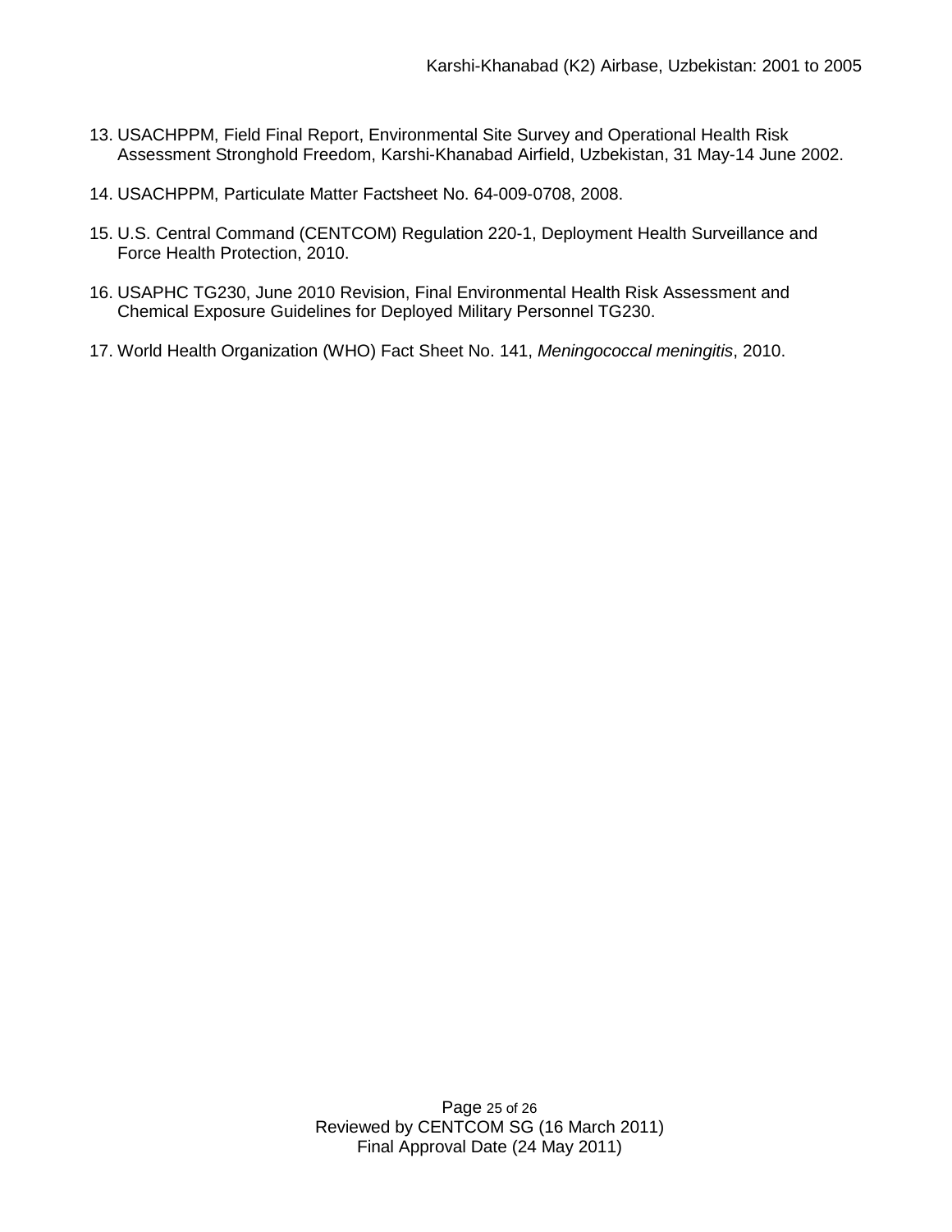13. USACHPPM, Field Final Report, Environmental Site Survey and Operational Health Risk Assessment Stronghold Freedom, Karshi-Khanabad Airfield, Uzbekistan, 31 May-14 June 2002.

14. USACHPPM, Particulate Matter Factsheet No. 64-009-0708, 2008.

15. U.S. Central Command (CENTCOM) Regulation 220-1, Deployment Health Surveillance and Force Health Protection, 2010.

16. USAPHC TG230, June 2010 Revision, Final Environmental Health Risk Assessment and Chemical Exposure Guidelines for Deployed Military Personnel TG230.

17. World Health Organization (WHO) Fact Sheet No. 141, *Meningococcal meningitis*, 2010.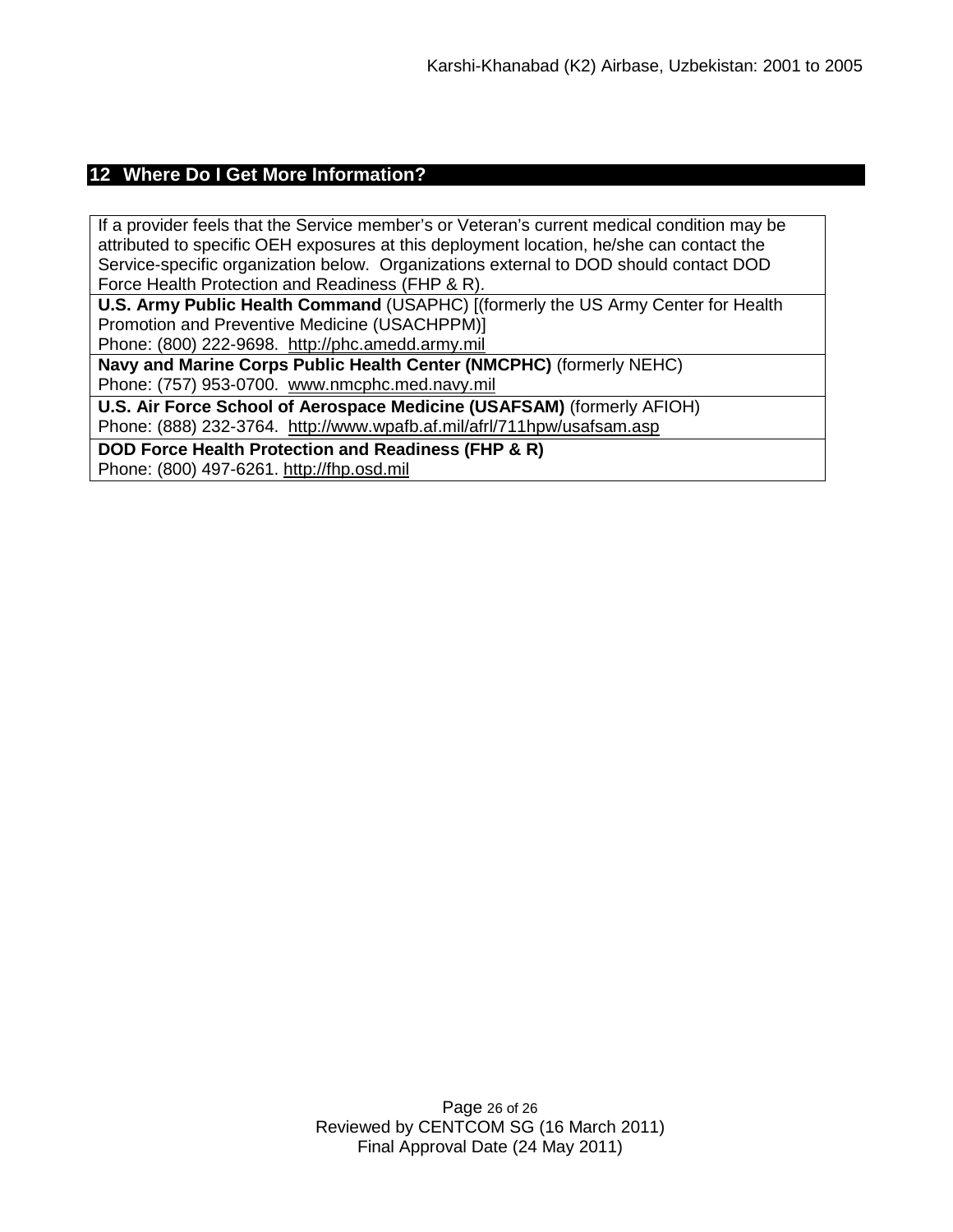## 12 Where Do I Get More Information?

| |
|---|
| If a provider feels that the Service member's or Veteran's current medical condition may be attributed to specific OEH exposures at this deployment location, he/she can contact the Service-specific organization below. Organizations external to DOD should contact DOD Force Health Protection and Readiness (FHP & R). |
| **U.S. Army Public Health Command** (USAPHC) [(formerly the US Army Center for Health Promotion and Preventive Medicine (USACHPPM)] Phone: (800) 222-9698. http://phc.amedd.army.mil |
| **Navy and Marine Corps Public Health Center (NMCPHC)** (formerly NEHC) Phone: (757) 953-0700. www.nmcphc.med.navy.mil |
| **U.S. Air Force School of Aerospace Medicine (USAFSAM)** (formerly AFIOH) Phone: (888) 232-3764. http://www.wpafb.af.mil/afrl/711hpw/usafsam.asp |
| **DOD Force Health Protection and Readiness (FHP & R)** Phone: (800) 497-6261. http://fhp.osd.mil |

Reviewed by CENTCOM SG (16 March 2011)
Final Approval Date (24 May 2011)